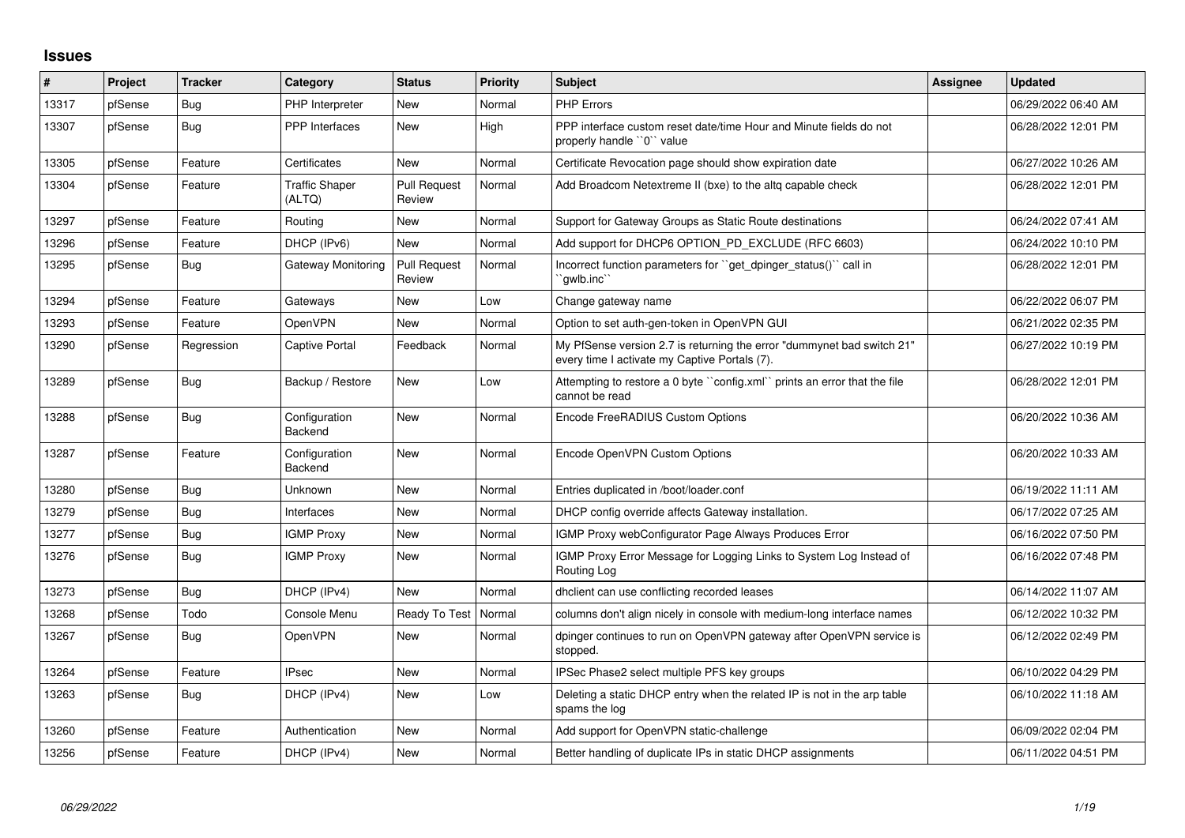## Issues

| # | Project | Tracker | Category | Status | Priority | Subject | Assignee | Updated |
|---|---|---|---|---|---|---|---|---|
| 13317 | pfSense | Bug | PHP Interpreter | New | Normal | PHP Errors | | 06/29/2022 06:40 AM |
| 13307 | pfSense | Bug | PPP Interfaces | New | High | PPP interface custom reset date/time Hour and Minute fields do not properly handle ``0`` value | | 06/28/2022 12:01 PM |
| 13305 | pfSense | Feature | Certificates | New | Normal | Certificate Revocation page should show expiration date | | 06/27/2022 10:26 AM |
| 13304 | pfSense | Feature | Traffic Shaper (ALTQ) | Pull Request Review | Normal | Add Broadcom Netextreme II (bxe) to the altq capable check | | 06/28/2022 12:01 PM |
| 13297 | pfSense | Feature | Routing | New | Normal | Support for Gateway Groups as Static Route destinations | | 06/24/2022 07:41 AM |
| 13296 | pfSense | Feature | DHCP (IPv6) | New | Normal | Add support for DHCP6 OPTION_PD_EXCLUDE (RFC 6603) | | 06/24/2022 10:10 PM |
| 13295 | pfSense | Bug | Gateway Monitoring | Pull Request Review | Normal | Incorrect function parameters for ``get_dpinger_status()`` call in ``gwlb.inc`` | | 06/28/2022 12:01 PM |
| 13294 | pfSense | Feature | Gateways | New | Low | Change gateway name | | 06/22/2022 06:07 PM |
| 13293 | pfSense | Feature | OpenVPN | New | Normal | Option to set auth-gen-token in OpenVPN GUI | | 06/21/2022 02:35 PM |
| 13290 | pfSense | Regression | Captive Portal | Feedback | Normal | My PfSense version 2.7 is returning the error "dummynet bad switch 21" every time I activate my Captive Portals (7). | | 06/27/2022 10:19 PM |
| 13289 | pfSense | Bug | Backup / Restore | New | Low | Attempting to restore a 0 byte ``config.xml`` prints an error that the file cannot be read | | 06/28/2022 12:01 PM |
| 13288 | pfSense | Bug | Configuration Backend | New | Normal | Encode FreeRADIUS Custom Options | | 06/20/2022 10:36 AM |
| 13287 | pfSense | Feature | Configuration Backend | New | Normal | Encode OpenVPN Custom Options | | 06/20/2022 10:33 AM |
| 13280 | pfSense | Bug | Unknown | New | Normal | Entries duplicated in /boot/loader.conf | | 06/19/2022 11:11 AM |
| 13279 | pfSense | Bug | Interfaces | New | Normal | DHCP config override affects Gateway installation. | | 06/17/2022 07:25 AM |
| 13277 | pfSense | Bug | IGMP Proxy | New | Normal | IGMP Proxy webConfigurator Page Always Produces Error | | 06/16/2022 07:50 PM |
| 13276 | pfSense | Bug | IGMP Proxy | New | Normal | IGMP Proxy Error Message for Logging Links to System Log Instead of Routing Log | | 06/16/2022 07:48 PM |
| 13273 | pfSense | Bug | DHCP (IPv4) | New | Normal | dhclient can use conflicting recorded leases | | 06/14/2022 11:07 AM |
| 13268 | pfSense | Todo | Console Menu | Ready To Test | Normal | columns don't align nicely in console with medium-long interface names | | 06/12/2022 10:32 PM |
| 13267 | pfSense | Bug | OpenVPN | New | Normal | dpinger continues to run on OpenVPN gateway after OpenVPN service is stopped. | | 06/12/2022 02:49 PM |
| 13264 | pfSense | Feature | IPsec | New | Normal | IPSec Phase2 select multiple PFS key groups | | 06/10/2022 04:29 PM |
| 13263 | pfSense | Bug | DHCP (IPv4) | New | Low | Deleting a static DHCP entry when the related IP is not in the arp table spams the log | | 06/10/2022 11:18 AM |
| 13260 | pfSense | Feature | Authentication | New | Normal | Add support for OpenVPN static-challenge | | 06/09/2022 02:04 PM |
| 13256 | pfSense | Feature | DHCP (IPv4) | New | Normal | Better handling of duplicate IPs in static DHCP assignments | | 06/11/2022 04:51 PM |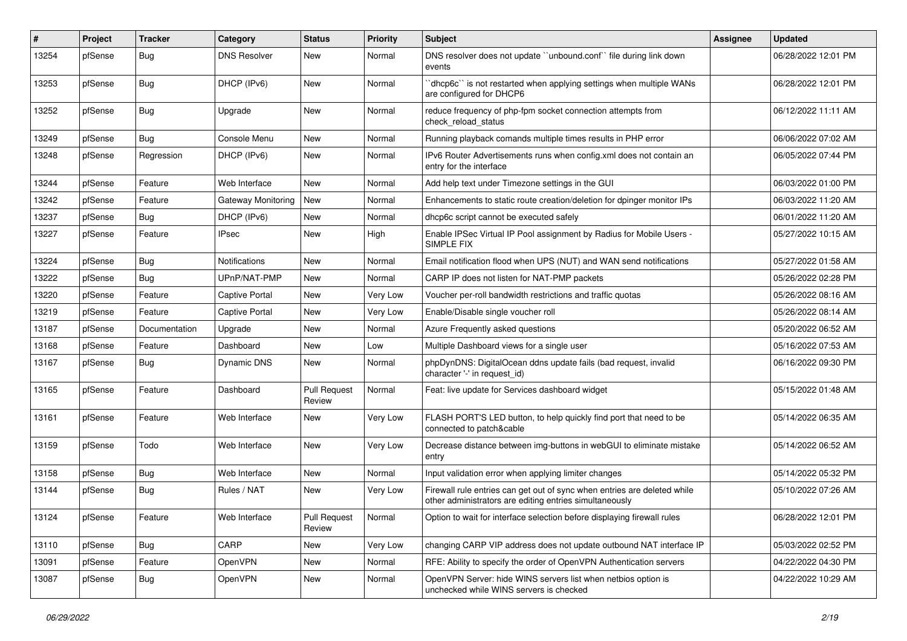| # | Project | Tracker | Category | Status | Priority | Subject | Assignee | Updated |
|---|---|---|---|---|---|---|---|---|
| 13254 | pfSense | Bug | DNS Resolver | New | Normal | DNS resolver does not update ``unbound.conf`` file during link down events | | 06/28/2022 12:01 PM |
| 13253 | pfSense | Bug | DHCP (IPv6) | New | Normal | ``dhcp6c`` is not restarted when applying settings when multiple WANs are configured for DHCP6 | | 06/28/2022 12:01 PM |
| 13252 | pfSense | Bug | Upgrade | New | Normal | reduce frequency of php-fpm socket connection attempts from check_reload_status | | 06/12/2022 11:11 AM |
| 13249 | pfSense | Bug | Console Menu | New | Normal | Running playback comands multiple times results in PHP error | | 06/06/2022 07:02 AM |
| 13248 | pfSense | Regression | DHCP (IPv6) | New | Normal | IPv6 Router Advertisements runs when config.xml does not contain an entry for the interface | | 06/05/2022 07:44 PM |
| 13244 | pfSense | Feature | Web Interface | New | Normal | Add help text under Timezone settings in the GUI | | 06/03/2022 01:00 PM |
| 13242 | pfSense | Feature | Gateway Monitoring | New | Normal | Enhancements to static route creation/deletion for dpinger monitor IPs | | 06/03/2022 11:20 AM |
| 13237 | pfSense | Bug | DHCP (IPv6) | New | Normal | dhcp6c script cannot be executed safely | | 06/01/2022 11:20 AM |
| 13227 | pfSense | Feature | IPsec | New | High | Enable IPSec Virtual IP Pool assignment by Radius for Mobile Users - SIMPLE FIX | | 05/27/2022 10:15 AM |
| 13224 | pfSense | Bug | Notifications | New | Normal | Email notification flood when UPS (NUT) and WAN send notifications | | 05/27/2022 01:58 AM |
| 13222 | pfSense | Bug | UPnP/NAT-PMP | New | Normal | CARP IP does not listen for NAT-PMP packets | | 05/26/2022 02:28 PM |
| 13220 | pfSense | Feature | Captive Portal | New | Very Low | Voucher per-roll bandwidth restrictions and traffic quotas | | 05/26/2022 08:16 AM |
| 13219 | pfSense | Feature | Captive Portal | New | Very Low | Enable/Disable single voucher roll | | 05/26/2022 08:14 AM |
| 13187 | pfSense | Documentation | Upgrade | New | Normal | Azure Frequently asked questions | | 05/20/2022 06:52 AM |
| 13168 | pfSense | Feature | Dashboard | New | Low | Multiple Dashboard views for a single user | | 05/16/2022 07:53 AM |
| 13167 | pfSense | Bug | Dynamic DNS | New | Normal | phpDynDNS: DigitalOcean ddns update fails (bad request, invalid character '-' in request_id) | | 06/16/2022 09:30 PM |
| 13165 | pfSense | Feature | Dashboard | Pull Request Review | Normal | Feat: live update for Services dashboard widget | | 05/15/2022 01:48 AM |
| 13161 | pfSense | Feature | Web Interface | New | Very Low | FLASH PORT'S LED button, to help quickly find port that need to be connected to patch&cable | | 05/14/2022 06:35 AM |
| 13159 | pfSense | Todo | Web Interface | New | Very Low | Decrease distance between img-buttons in webGUI to eliminate mistake entry | | 05/14/2022 06:52 AM |
| 13158 | pfSense | Bug | Web Interface | New | Normal | Input validation error when applying limiter changes | | 05/14/2022 05:32 PM |
| 13144 | pfSense | Bug | Rules / NAT | New | Very Low | Firewall rule entries can get out of sync when entries are deleted while other administrators are editing entries simultaneously | | 05/10/2022 07:26 AM |
| 13124 | pfSense | Feature | Web Interface | Pull Request Review | Normal | Option to wait for interface selection before displaying firewall rules | | 06/28/2022 12:01 PM |
| 13110 | pfSense | Bug | CARP | New | Very Low | changing CARP VIP address does not update outbound NAT interface IP | | 05/03/2022 02:52 PM |
| 13091 | pfSense | Feature | OpenVPN | New | Normal | RFE: Ability to specify the order of OpenVPN Authentication servers | | 04/22/2022 04:30 PM |
| 13087 | pfSense | Bug | OpenVPN | New | Normal | OpenVPN Server: hide WINS servers list when netbios option is unchecked while WINS servers is checked | | 04/22/2022 10:29 AM |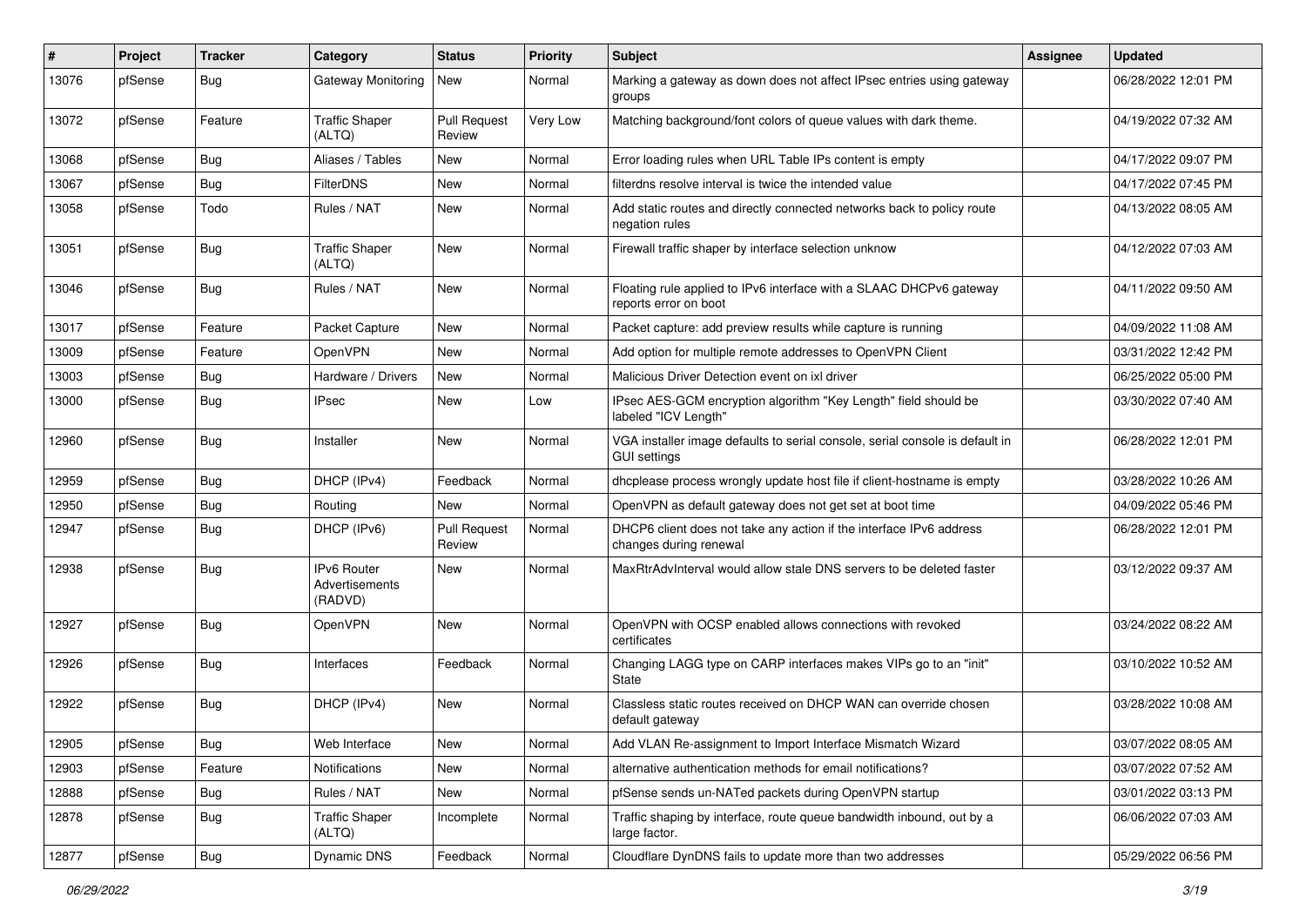| # | Project | Tracker | Category | Status | Priority | Subject | Assignee | Updated |
|---|---|---|---|---|---|---|---|---|
| 13076 | pfSense | Bug | Gateway Monitoring | New | Normal | Marking a gateway as down does not affect IPsec entries using gateway groups | | 06/28/2022 12:01 PM |
| 13072 | pfSense | Feature | Traffic Shaper (ALTQ) | Pull Request Review | Very Low | Matching background/font colors of queue values with dark theme. | | 04/19/2022 07:32 AM |
| 13068 | pfSense | Bug | Aliases / Tables | New | Normal | Error loading rules when URL Table IPs content is empty | | 04/17/2022 09:07 PM |
| 13067 | pfSense | Bug | FilterDNS | New | Normal | filterdns resolve interval is twice the intended value | | 04/17/2022 07:45 PM |
| 13058 | pfSense | Todo | Rules / NAT | New | Normal | Add static routes and directly connected networks back to policy route negation rules | | 04/13/2022 08:05 AM |
| 13051 | pfSense | Bug | Traffic Shaper (ALTQ) | New | Normal | Firewall traffic shaper by interface selection unknow | | 04/12/2022 07:03 AM |
| 13046 | pfSense | Bug | Rules / NAT | New | Normal | Floating rule applied to IPv6 interface with a SLAAC DHCPv6 gateway reports error on boot | | 04/11/2022 09:50 AM |
| 13017 | pfSense | Feature | Packet Capture | New | Normal | Packet capture: add preview results while capture is running | | 04/09/2022 11:08 AM |
| 13009 | pfSense | Feature | OpenVPN | New | Normal | Add option for multiple remote addresses to OpenVPN Client | | 03/31/2022 12:42 PM |
| 13003 | pfSense | Bug | Hardware / Drivers | New | Normal | Malicious Driver Detection event on ixl driver | | 06/25/2022 05:00 PM |
| 13000 | pfSense | Bug | IPsec | New | Low | IPsec AES-GCM encryption algorithm "Key Length" field should be labeled "ICV Length" | | 03/30/2022 07:40 AM |
| 12960 | pfSense | Bug | Installer | New | Normal | VGA installer image defaults to serial console, serial console is default in GUI settings | | 06/28/2022 12:01 PM |
| 12959 | pfSense | Bug | DHCP (IPv4) | Feedback | Normal | dhcplease process wrongly update host file if client-hostname is empty | | 03/28/2022 10:26 AM |
| 12950 | pfSense | Bug | Routing | New | Normal | OpenVPN as default gateway does not get set at boot time | | 04/09/2022 05:46 PM |
| 12947 | pfSense | Bug | DHCP (IPv6) | Pull Request Review | Normal | DHCP6 client does not take any action if the interface IPv6 address changes during renewal | | 06/28/2022 12:01 PM |
| 12938 | pfSense | Bug | IPv6 Router Advertisements (RADVD) | New | Normal | MaxRtrAdvInterval would allow stale DNS servers to be deleted faster | | 03/12/2022 09:37 AM |
| 12927 | pfSense | Bug | OpenVPN | New | Normal | OpenVPN with OCSP enabled allows connections with revoked certificates | | 03/24/2022 08:22 AM |
| 12926 | pfSense | Bug | Interfaces | Feedback | Normal | Changing LAGG type on CARP interfaces makes VIPs go to an "init" State | | 03/10/2022 10:52 AM |
| 12922 | pfSense | Bug | DHCP (IPv4) | New | Normal | Classless static routes received on DHCP WAN can override chosen default gateway | | 03/28/2022 10:08 AM |
| 12905 | pfSense | Bug | Web Interface | New | Normal | Add VLAN Re-assignment to Import Interface Mismatch Wizard | | 03/07/2022 08:05 AM |
| 12903 | pfSense | Feature | Notifications | New | Normal | alternative authentication methods for email notifications? | | 03/07/2022 07:52 AM |
| 12888 | pfSense | Bug | Rules / NAT | New | Normal | pfSense sends un-NATed packets during OpenVPN startup | | 03/01/2022 03:13 PM |
| 12878 | pfSense | Bug | Traffic Shaper (ALTQ) | Incomplete | Normal | Traffic shaping by interface, route queue bandwidth inbound, out by a large factor. | | 06/06/2022 07:03 AM |
| 12877 | pfSense | Bug | Dynamic DNS | Feedback | Normal | Cloudflare DynDNS fails to update more than two addresses | | 05/29/2022 06:56 PM |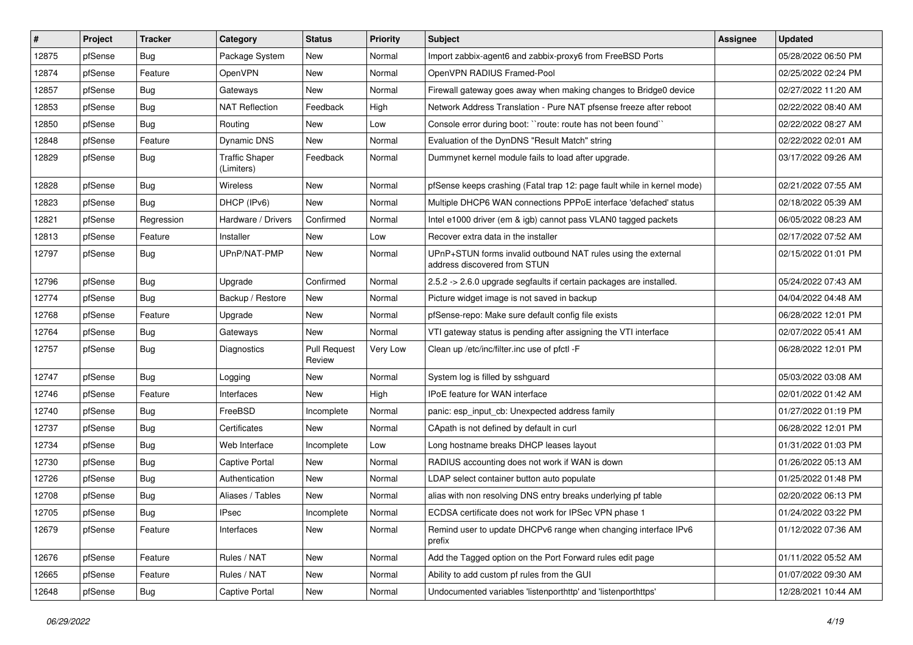| # | Project | Tracker | Category | Status | Priority | Subject | Assignee | Updated |
|---|---|---|---|---|---|---|---|---|
| 12875 | pfSense | Bug | Package System | New | Normal | Import zabbix-agent6 and zabbix-proxy6 from FreeBSD Ports | | 05/28/2022 06:50 PM |
| 12874 | pfSense | Feature | OpenVPN | New | Normal | OpenVPN RADIUS Framed-Pool | | 02/25/2022 02:24 PM |
| 12857 | pfSense | Bug | Gateways | New | Normal | Firewall gateway goes away when making changes to Bridge0 device | | 02/27/2022 11:20 AM |
| 12853 | pfSense | Bug | NAT Reflection | Feedback | High | Network Address Translation - Pure NAT pfsense freeze after reboot | | 02/22/2022 08:40 AM |
| 12850 | pfSense | Bug | Routing | New | Low | Console error during boot: ``route: route has not been found`` | | 02/22/2022 08:27 AM |
| 12848 | pfSense | Feature | Dynamic DNS | New | Normal | Evaluation of the DynDNS "Result Match" string | | 02/22/2022 02:01 AM |
| 12829 | pfSense | Bug | Traffic Shaper (Limiters) | Feedback | Normal | Dummynet kernel module fails to load after upgrade. | | 03/17/2022 09:26 AM |
| 12828 | pfSense | Bug | Wireless | New | Normal | pfSense keeps crashing (Fatal trap 12: page fault while in kernel mode) | | 02/21/2022 07:55 AM |
| 12823 | pfSense | Bug | DHCP (IPv6) | New | Normal | Multiple DHCP6 WAN connections PPPoE interface 'defached' status | | 02/18/2022 05:39 AM |
| 12821 | pfSense | Regression | Hardware / Drivers | Confirmed | Normal | Intel e1000 driver (em & igb) cannot pass VLAN0 tagged packets | | 06/05/2022 08:23 AM |
| 12813 | pfSense | Feature | Installer | New | Low | Recover extra data in the installer | | 02/17/2022 07:52 AM |
| 12797 | pfSense | Bug | UPnP/NAT-PMP | New | Normal | UPnP+STUN forms invalid outbound NAT rules using the external address discovered from STUN | | 02/15/2022 01:01 PM |
| 12796 | pfSense | Bug | Upgrade | Confirmed | Normal | 2.5.2 -> 2.6.0 upgrade segfaults if certain packages are installed. | | 05/24/2022 07:43 AM |
| 12774 | pfSense | Bug | Backup / Restore | New | Normal | Picture widget image is not saved in backup | | 04/04/2022 04:48 AM |
| 12768 | pfSense | Feature | Upgrade | New | Normal | pfSense-repo: Make sure default config file exists | | 06/28/2022 12:01 PM |
| 12764 | pfSense | Bug | Gateways | New | Normal | VTI gateway status is pending after assigning the VTI interface | | 02/07/2022 05:41 AM |
| 12757 | pfSense | Bug | Diagnostics | Pull Request Review | Very Low | Clean up /etc/inc/filter.inc use of pfctl -F | | 06/28/2022 12:01 PM |
| 12747 | pfSense | Bug | Logging | New | Normal | System log is filled by sshguard | | 05/03/2022 03:08 AM |
| 12746 | pfSense | Feature | Interfaces | New | High | IPoE feature for WAN interface | | 02/01/2022 01:42 AM |
| 12740 | pfSense | Bug | FreeBSD | Incomplete | Normal | panic: esp_input_cb: Unexpected address family | | 01/27/2022 01:19 PM |
| 12737 | pfSense | Bug | Certificates | New | Normal | CApath is not defined by default in curl | | 06/28/2022 12:01 PM |
| 12734 | pfSense | Bug | Web Interface | Incomplete | Low | Long hostname breaks DHCP leases layout | | 01/31/2022 01:03 PM |
| 12730 | pfSense | Bug | Captive Portal | New | Normal | RADIUS accounting does not work if WAN is down | | 01/26/2022 05:13 AM |
| 12726 | pfSense | Bug | Authentication | New | Normal | LDAP select container button auto populate | | 01/25/2022 01:48 PM |
| 12708 | pfSense | Bug | Aliases / Tables | New | Normal | alias with non resolving DNS entry breaks underlying pf table | | 02/20/2022 06:13 PM |
| 12705 | pfSense | Bug | IPsec | Incomplete | Normal | ECDSA certificate does not work for IPSec VPN phase 1 | | 01/24/2022 03:22 PM |
| 12679 | pfSense | Feature | Interfaces | New | Normal | Remind user to update DHCPv6 range when changing interface IPv6 prefix | | 01/12/2022 07:36 AM |
| 12676 | pfSense | Feature | Rules / NAT | New | Normal | Add the Tagged option on the Port Forward rules edit page | | 01/11/2022 05:52 AM |
| 12665 | pfSense | Feature | Rules / NAT | New | Normal | Ability to add custom pf rules from the GUI | | 01/07/2022 09:30 AM |
| 12648 | pfSense | Bug | Captive Portal | New | Normal | Undocumented variables 'listenporthttp' and 'listenporthttps' | | 12/28/2021 10:44 AM |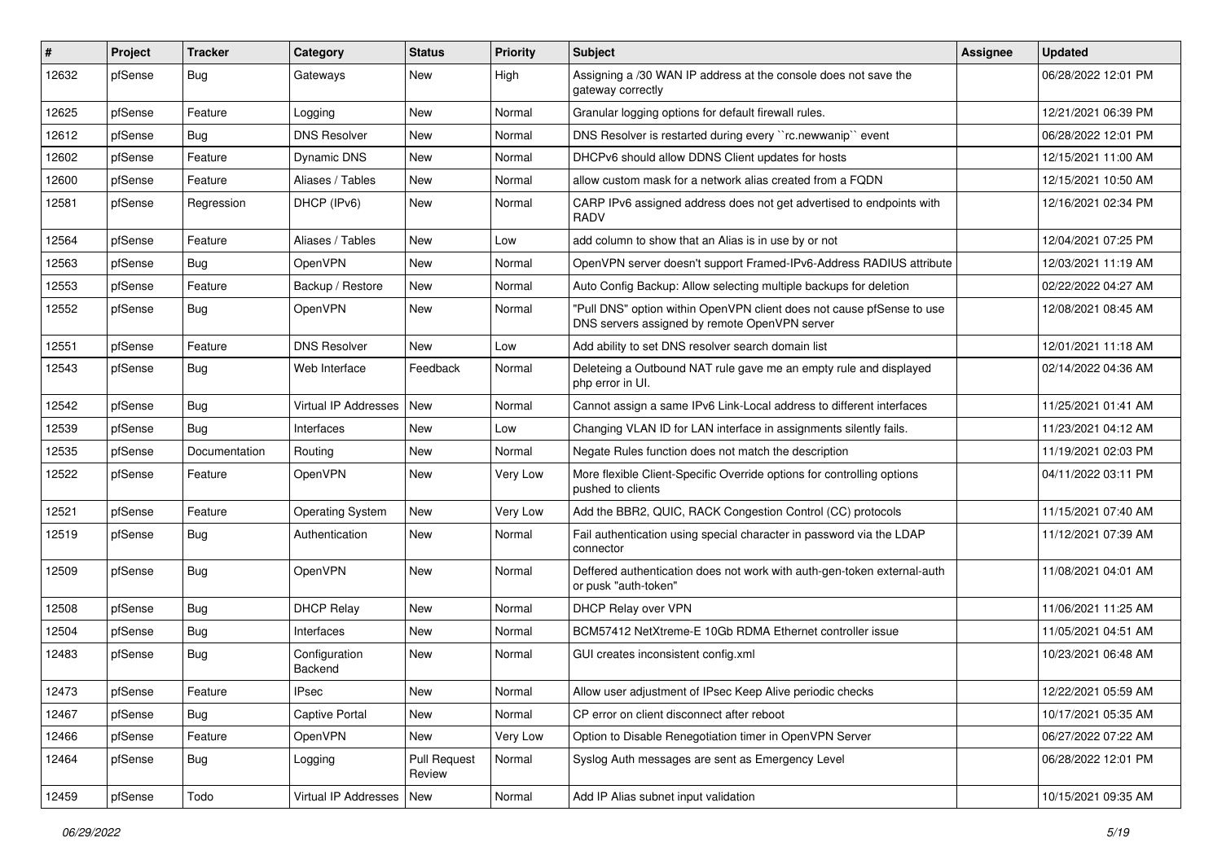| # | Project | Tracker | Category | Status | Priority | Subject | Assignee | Updated |
|---|---|---|---|---|---|---|---|---|
| 12632 | pfSense | Bug | Gateways | New | High | Assigning a /30 WAN IP address at the console does not save the gateway correctly | | 06/28/2022 12:01 PM |
| 12625 | pfSense | Feature | Logging | New | Normal | Granular logging options for default firewall rules. | | 12/21/2021 06:39 PM |
| 12612 | pfSense | Bug | DNS Resolver | New | Normal | DNS Resolver is restarted during every ``rc.newwanip`` event | | 06/28/2022 12:01 PM |
| 12602 | pfSense | Feature | Dynamic DNS | New | Normal | DHCPv6 should allow DDNS Client updates for hosts | | 12/15/2021 11:00 AM |
| 12600 | pfSense | Feature | Aliases / Tables | New | Normal | allow custom mask for a network alias created from a FQDN | | 12/15/2021 10:50 AM |
| 12581 | pfSense | Regression | DHCP (IPv6) | New | Normal | CARP IPv6 assigned address does not get advertised to endpoints with RADV | | 12/16/2021 02:34 PM |
| 12564 | pfSense | Feature | Aliases / Tables | New | Low | add column to show that an Alias is in use by or not | | 12/04/2021 07:25 PM |
| 12563 | pfSense | Bug | OpenVPN | New | Normal | OpenVPN server doesn't support Framed-IPv6-Address RADIUS attribute | | 12/03/2021 11:19 AM |
| 12553 | pfSense | Feature | Backup / Restore | New | Normal | Auto Config Backup: Allow selecting multiple backups for deletion | | 02/22/2022 04:27 AM |
| 12552 | pfSense | Bug | OpenVPN | New | Normal | "Pull DNS" option within OpenVPN client does not cause pfSense to use DNS servers assigned by remote OpenVPN server | | 12/08/2021 08:45 AM |
| 12551 | pfSense | Feature | DNS Resolver | New | Low | Add ability to set DNS resolver search domain list | | 12/01/2021 11:18 AM |
| 12543 | pfSense | Bug | Web Interface | Feedback | Normal | Deleteing a Outbound NAT rule gave me an empty rule and displayed php error in UI. | | 02/14/2022 04:36 AM |
| 12542 | pfSense | Bug | Virtual IP Addresses | New | Normal | Cannot assign a same IPv6 Link-Local address to different interfaces | | 11/25/2021 01:41 AM |
| 12539 | pfSense | Bug | Interfaces | New | Low | Changing VLAN ID for LAN interface in assignments silently fails. | | 11/23/2021 04:12 AM |
| 12535 | pfSense | Documentation | Routing | New | Normal | Negate Rules function does not match the description | | 11/19/2021 02:03 PM |
| 12522 | pfSense | Feature | OpenVPN | New | Very Low | More flexible Client-Specific Override options for controlling options pushed to clients | | 04/11/2022 03:11 PM |
| 12521 | pfSense | Feature | Operating System | New | Very Low | Add the BBR2, QUIC, RACK Congestion Control (CC) protocols | | 11/15/2021 07:40 AM |
| 12519 | pfSense | Bug | Authentication | New | Normal | Fail authentication using special character in password via the LDAP connector | | 11/12/2021 07:39 AM |
| 12509 | pfSense | Bug | OpenVPN | New | Normal | Deffered authentication does not work with auth-gen-token external-auth or pusk "auth-token" | | 11/08/2021 04:01 AM |
| 12508 | pfSense | Bug | DHCP Relay | New | Normal | DHCP Relay over VPN | | 11/06/2021 11:25 AM |
| 12504 | pfSense | Bug | Interfaces | New | Normal | BCM57412 NetXtreme-E 10Gb RDMA Ethernet controller issue | | 11/05/2021 04:51 AM |
| 12483 | pfSense | Bug | Configuration Backend | New | Normal | GUI creates inconsistent config.xml | | 10/23/2021 06:48 AM |
| 12473 | pfSense | Feature | IPsec | New | Normal | Allow user adjustment of IPsec Keep Alive periodic checks | | 12/22/2021 05:59 AM |
| 12467 | pfSense | Bug | Captive Portal | New | Normal | CP error on client disconnect after reboot | | 10/17/2021 05:35 AM |
| 12466 | pfSense | Feature | OpenVPN | New | Very Low | Option to Disable Renegotiation timer in OpenVPN Server | | 06/27/2022 07:22 AM |
| 12464 | pfSense | Bug | Logging | Pull Request Review | Normal | Syslog Auth messages are sent as Emergency Level | | 06/28/2022 12:01 PM |
| 12459 | pfSense | Todo | Virtual IP Addresses | New | Normal | Add IP Alias subnet input validation | | 10/15/2021 09:35 AM |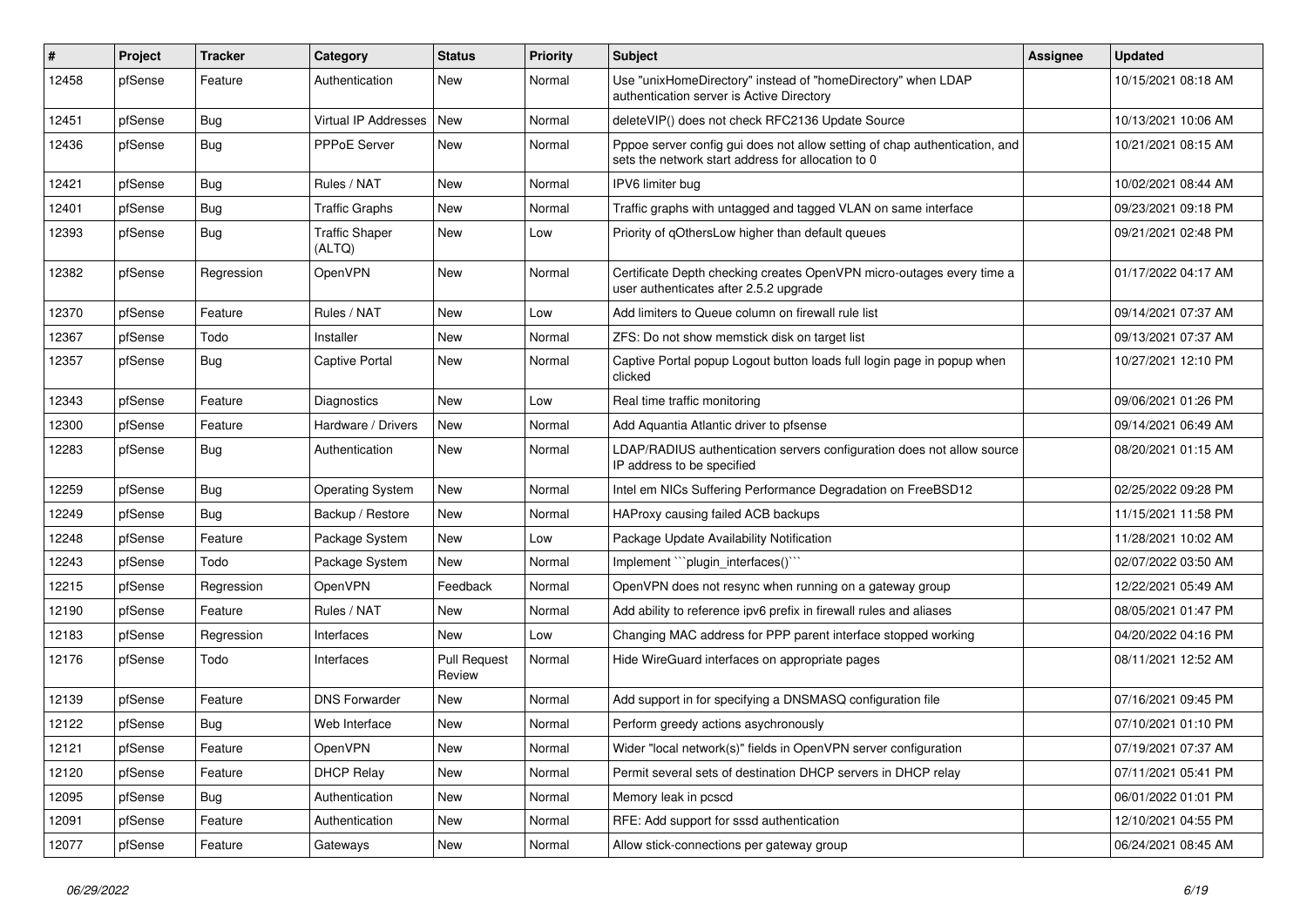| # | Project | Tracker | Category | Status | Priority | Subject | Assignee | Updated |
|---|---|---|---|---|---|---|---|---|
| 12458 | pfSense | Feature | Authentication | New | Normal | Use "unixHomeDirectory" instead of "homeDirectory" when LDAP authentication server is Active Directory | | 10/15/2021 08:18 AM |
| 12451 | pfSense | Bug | Virtual IP Addresses | New | Normal | deleteVIP() does not check RFC2136 Update Source | | 10/13/2021 10:06 AM |
| 12436 | pfSense | Bug | PPPoE Server | New | Normal | Pppoe server config gui does not allow setting of chap authentication, and sets the network start address for allocation to 0 | | 10/21/2021 08:15 AM |
| 12421 | pfSense | Bug | Rules / NAT | New | Normal | IPV6 limiter bug | | 10/02/2021 08:44 AM |
| 12401 | pfSense | Bug | Traffic Graphs | New | Normal | Traffic graphs with untagged and tagged VLAN on same interface | | 09/23/2021 09:18 PM |
| 12393 | pfSense | Bug | Traffic Shaper (ALTQ) | New | Low | Priority of qOthersLow higher than default queues | | 09/21/2021 02:48 PM |
| 12382 | pfSense | Regression | OpenVPN | New | Normal | Certificate Depth checking creates OpenVPN micro-outages every time a user authenticates after 2.5.2 upgrade | | 01/17/2022 04:17 AM |
| 12370 | pfSense | Feature | Rules / NAT | New | Low | Add limiters to Queue column on firewall rule list | | 09/14/2021 07:37 AM |
| 12367 | pfSense | Todo | Installer | New | Normal | ZFS: Do not show memstick disk on target list | | 09/13/2021 07:37 AM |
| 12357 | pfSense | Bug | Captive Portal | New | Normal | Captive Portal popup Logout button loads full login page in popup when clicked | | 10/27/2021 12:10 PM |
| 12343 | pfSense | Feature | Diagnostics | New | Low | Real time traffic monitoring | | 09/06/2021 01:26 PM |
| 12300 | pfSense | Feature | Hardware / Drivers | New | Normal | Add Aquantia Atlantic driver to pfsense | | 09/14/2021 06:49 AM |
| 12283 | pfSense | Bug | Authentication | New | Normal | LDAP/RADIUS authentication servers configuration does not allow source IP address to be specified | | 08/20/2021 01:15 AM |
| 12259 | pfSense | Bug | Operating System | New | Normal | Intel em NICs Suffering Performance Degradation on FreeBSD12 | | 02/25/2022 09:28 PM |
| 12249 | pfSense | Bug | Backup / Restore | New | Normal | HAProxy causing failed ACB backups | | 11/15/2021 11:58 PM |
| 12248 | pfSense | Feature | Package System | New | Low | Package Update Availability Notification | | 11/28/2021 10:02 AM |
| 12243 | pfSense | Todo | Package System | New | Normal | Implement ```plugin_interfaces()``` | | 02/07/2022 03:50 AM |
| 12215 | pfSense | Regression | OpenVPN | Feedback | Normal | OpenVPN does not resync when running on a gateway group | | 12/22/2021 05:49 AM |
| 12190 | pfSense | Feature | Rules / NAT | New | Normal | Add ability to reference ipv6 prefix in firewall rules and aliases | | 08/05/2021 01:47 PM |
| 12183 | pfSense | Regression | Interfaces | New | Low | Changing MAC address for PPP parent interface stopped working | | 04/20/2022 04:16 PM |
| 12176 | pfSense | Todo | Interfaces | Pull Request Review | Normal | Hide WireGuard interfaces on appropriate pages | | 08/11/2021 12:52 AM |
| 12139 | pfSense | Feature | DNS Forwarder | New | Normal | Add support in for specifying a DNSMASQ configuration file | | 07/16/2021 09:45 PM |
| 12122 | pfSense | Bug | Web Interface | New | Normal | Perform greedy actions asychronously | | 07/10/2021 01:10 PM |
| 12121 | pfSense | Feature | OpenVPN | New | Normal | Wider "local network(s)" fields in OpenVPN server configuration | | 07/19/2021 07:37 AM |
| 12120 | pfSense | Feature | DHCP Relay | New | Normal | Permit several sets of destination DHCP servers in DHCP relay | | 07/11/2021 05:41 PM |
| 12095 | pfSense | Bug | Authentication | New | Normal | Memory leak in pcscd | | 06/01/2022 01:01 PM |
| 12091 | pfSense | Feature | Authentication | New | Normal | RFE: Add support for sssd authentication | | 12/10/2021 04:55 PM |
| 12077 | pfSense | Feature | Gateways | New | Normal | Allow stick-connections per gateway group | | 06/24/2021 08:45 AM |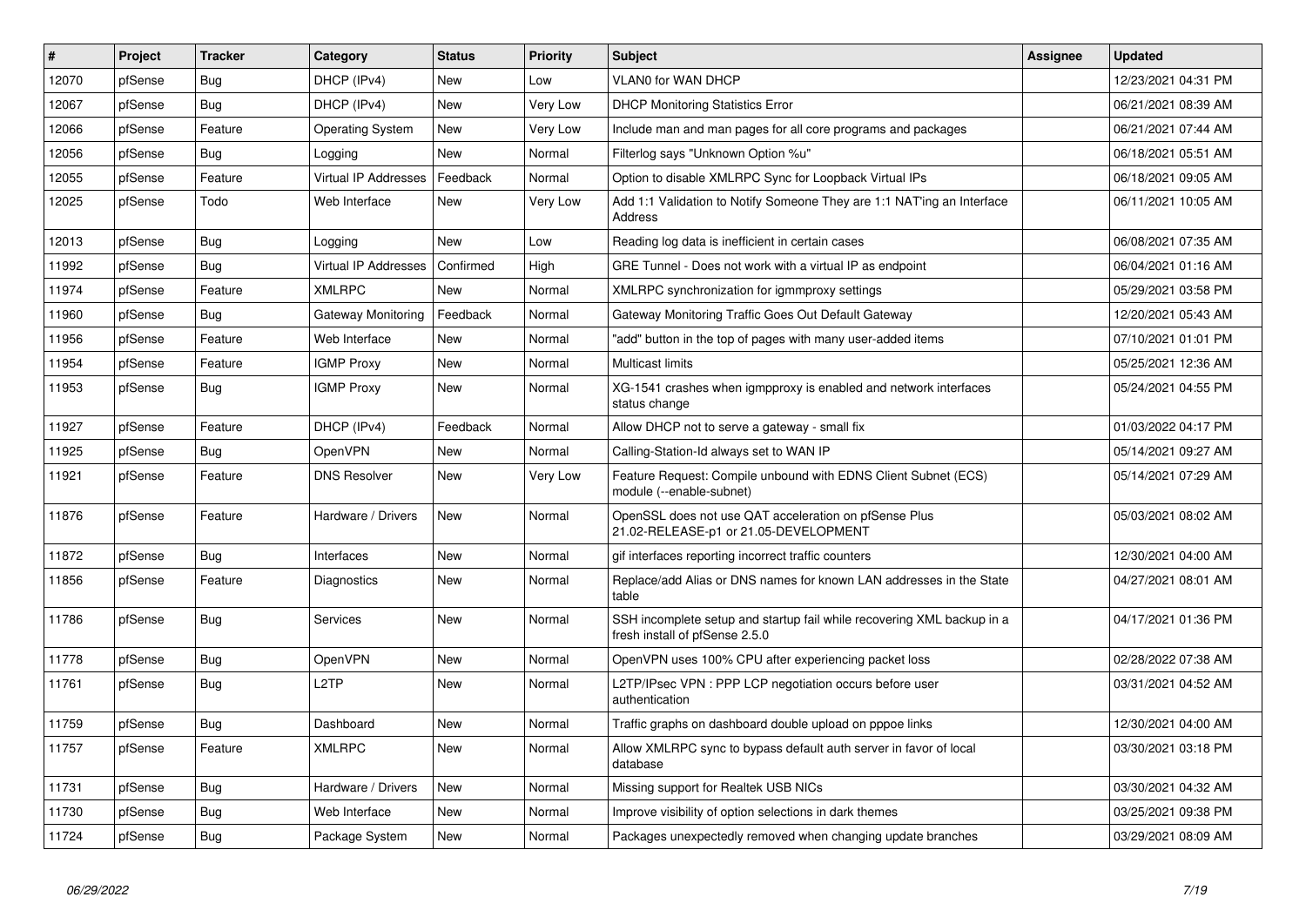| # | Project | Tracker | Category | Status | Priority | Subject | Assignee | Updated |
|---|---|---|---|---|---|---|---|---|
| 12070 | pfSense | Bug | DHCP (IPv4) | New | Low | VLAN0 for WAN DHCP | | 12/23/2021 04:31 PM |
| 12067 | pfSense | Bug | DHCP (IPv4) | New | Very Low | DHCP Monitoring Statistics Error | | 06/21/2021 08:39 AM |
| 12066 | pfSense | Feature | Operating System | New | Very Low | Include man and man pages for all core programs and packages | | 06/21/2021 07:44 AM |
| 12056 | pfSense | Bug | Logging | New | Normal | Filterlog says "Unknown Option %u" | | 06/18/2021 05:51 AM |
| 12055 | pfSense | Feature | Virtual IP Addresses | Feedback | Normal | Option to disable XMLRPC Sync for Loopback Virtual IPs | | 06/18/2021 09:05 AM |
| 12025 | pfSense | Todo | Web Interface | New | Very Low | Add 1:1 Validation to Notify Someone They are 1:1 NAT'ing an Interface Address | | 06/11/2021 10:05 AM |
| 12013 | pfSense | Bug | Logging | New | Low | Reading log data is inefficient in certain cases | | 06/08/2021 07:35 AM |
| 11992 | pfSense | Bug | Virtual IP Addresses | Confirmed | High | GRE Tunnel - Does not work with a virtual IP as endpoint | | 06/04/2021 01:16 AM |
| 11974 | pfSense | Feature | XMLRPC | New | Normal | XMLRPC synchronization for igmmproxy settings | | 05/29/2021 03:58 PM |
| 11960 | pfSense | Bug | Gateway Monitoring | Feedback | Normal | Gateway Monitoring Traffic Goes Out Default Gateway | | 12/20/2021 05:43 AM |
| 11956 | pfSense | Feature | Web Interface | New | Normal | "add" button in the top of pages with many user-added items | | 07/10/2021 01:01 PM |
| 11954 | pfSense | Feature | IGMP Proxy | New | Normal | Multicast limits | | 05/25/2021 12:36 AM |
| 11953 | pfSense | Bug | IGMP Proxy | New | Normal | XG-1541 crashes when igmpproxy is enabled and network interfaces status change | | 05/24/2021 04:55 PM |
| 11927 | pfSense | Feature | DHCP (IPv4) | Feedback | Normal | Allow DHCP not to serve a gateway - small fix | | 01/03/2022 04:17 PM |
| 11925 | pfSense | Bug | OpenVPN | New | Normal | Calling-Station-Id always set to WAN IP | | 05/14/2021 09:27 AM |
| 11921 | pfSense | Feature | DNS Resolver | New | Very Low | Feature Request: Compile unbound with EDNS Client Subnet (ECS) module (--enable-subnet) | | 05/14/2021 07:29 AM |
| 11876 | pfSense | Feature | Hardware / Drivers | New | Normal | OpenSSL does not use QAT acceleration on pfSense Plus 21.02-RELEASE-p1 or 21.05-DEVELOPMENT | | 05/03/2021 08:02 AM |
| 11872 | pfSense | Bug | Interfaces | New | Normal | gif interfaces reporting incorrect traffic counters | | 12/30/2021 04:00 AM |
| 11856 | pfSense | Feature | Diagnostics | New | Normal | Replace/add Alias or DNS names for known LAN addresses in the State table | | 04/27/2021 08:01 AM |
| 11786 | pfSense | Bug | Services | New | Normal | SSH incomplete setup and startup fail while recovering XML backup in a fresh install of pfSense 2.5.0 | | 04/17/2021 01:36 PM |
| 11778 | pfSense | Bug | OpenVPN | New | Normal | OpenVPN uses 100% CPU after experiencing packet loss | | 02/28/2022 07:38 AM |
| 11761 | pfSense | Bug | L2TP | New | Normal | L2TP/IPsec VPN : PPP LCP negotiation occurs before user authentication | | 03/31/2021 04:52 AM |
| 11759 | pfSense | Bug | Dashboard | New | Normal | Traffic graphs on dashboard double upload on pppoe links | | 12/30/2021 04:00 AM |
| 11757 | pfSense | Feature | XMLRPC | New | Normal | Allow XMLRPC sync to bypass default auth server in favor of local database | | 03/30/2021 03:18 PM |
| 11731 | pfSense | Bug | Hardware / Drivers | New | Normal | Missing support for Realtek USB NICs | | 03/30/2021 04:32 AM |
| 11730 | pfSense | Bug | Web Interface | New | Normal | Improve visibility of option selections in dark themes | | 03/25/2021 09:38 PM |
| 11724 | pfSense | Bug | Package System | New | Normal | Packages unexpectedly removed when changing update branches | | 03/29/2021 08:09 AM |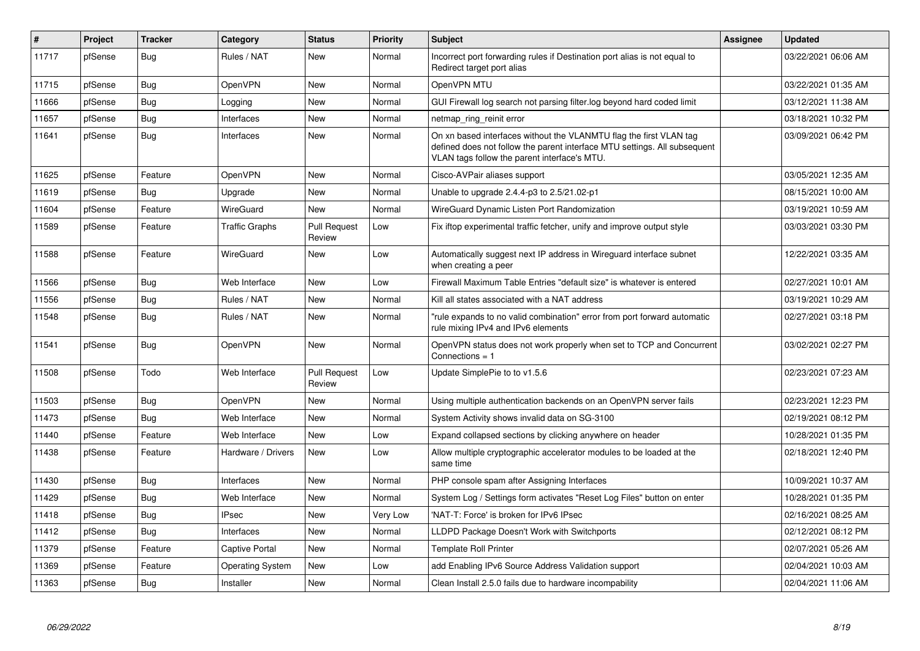| # | Project | Tracker | Category | Status | Priority | Subject | Assignee | Updated |
|---|---|---|---|---|---|---|---|---|
| 11717 | pfSense | Bug | Rules / NAT | New | Normal | Incorrect port forwarding rules if Destination port alias is not equal to Redirect target port alias | | 03/22/2021 06:06 AM |
| 11715 | pfSense | Bug | OpenVPN | New | Normal | OpenVPN MTU | | 03/22/2021 01:35 AM |
| 11666 | pfSense | Bug | Logging | New | Normal | GUI Firewall log search not parsing filter.log beyond hard coded limit | | 03/12/2021 11:38 AM |
| 11657 | pfSense | Bug | Interfaces | New | Normal | netmap_ring_reinit error | | 03/18/2021 10:32 PM |
| 11641 | pfSense | Bug | Interfaces | New | Normal | On xn based interfaces without the VLANMTU flag the first VLAN tag defined does not follow the parent interface MTU settings. All subsequent VLAN tags follow the parent interface's MTU. | | 03/09/2021 06:42 PM |
| 11625 | pfSense | Feature | OpenVPN | New | Normal | Cisco-AVPair aliases support | | 03/05/2021 12:35 AM |
| 11619 | pfSense | Bug | Upgrade | New | Normal | Unable to upgrade 2.4.4-p3 to 2.5/21.02-p1 | | 08/15/2021 10:00 AM |
| 11604 | pfSense | Feature | WireGuard | New | Normal | WireGuard Dynamic Listen Port Randomization | | 03/19/2021 10:59 AM |
| 11589 | pfSense | Feature | Traffic Graphs | Pull Request Review | Low | Fix iftop experimental traffic fetcher, unify and improve output style | | 03/03/2021 03:30 PM |
| 11588 | pfSense | Feature | WireGuard | New | Low | Automatically suggest next IP address in Wireguard interface subnet when creating a peer | | 12/22/2021 03:35 AM |
| 11566 | pfSense | Bug | Web Interface | New | Low | Firewall Maximum Table Entries "default size" is whatever is entered | | 02/27/2021 10:01 AM |
| 11556 | pfSense | Bug | Rules / NAT | New | Normal | Kill all states associated with a NAT address | | 03/19/2021 10:29 AM |
| 11548 | pfSense | Bug | Rules / NAT | New | Normal | "rule expands to no valid combination" error from port forward automatic rule mixing IPv4 and IPv6 elements | | 02/27/2021 03:18 PM |
| 11541 | pfSense | Bug | OpenVPN | New | Normal | OpenVPN status does not work properly when set to TCP and Concurrent Connections = 1 | | 03/02/2021 02:27 PM |
| 11508 | pfSense | Todo | Web Interface | Pull Request Review | Low | Update SimplePie to to v1.5.6 | | 02/23/2021 07:23 AM |
| 11503 | pfSense | Bug | OpenVPN | New | Normal | Using multiple authentication backends on an OpenVPN server fails | | 02/23/2021 12:23 PM |
| 11473 | pfSense | Bug | Web Interface | New | Normal | System Activity shows invalid data on SG-3100 | | 02/19/2021 08:12 PM |
| 11440 | pfSense | Feature | Web Interface | New | Low | Expand collapsed sections by clicking anywhere on header | | 10/28/2021 01:35 PM |
| 11438 | pfSense | Feature | Hardware / Drivers | New | Low | Allow multiple cryptographic accelerator modules to be loaded at the same time | | 02/18/2021 12:40 PM |
| 11430 | pfSense | Bug | Interfaces | New | Normal | PHP console spam after Assigning Interfaces | | 10/09/2021 10:37 AM |
| 11429 | pfSense | Bug | Web Interface | New | Normal | System Log / Settings form activates "Reset Log Files" button on enter | | 10/28/2021 01:35 PM |
| 11418 | pfSense | Bug | IPsec | New | Very Low | 'NAT-T: Force' is broken for IPv6 IPsec | | 02/16/2021 08:25 AM |
| 11412 | pfSense | Bug | Interfaces | New | Normal | LLDPD Package Doesn't Work with Switchports | | 02/12/2021 08:12 PM |
| 11379 | pfSense | Feature | Captive Portal | New | Normal | Template Roll Printer | | 02/07/2021 05:26 AM |
| 11369 | pfSense | Feature | Operating System | New | Low | add Enabling IPv6 Source Address Validation support | | 02/04/2021 10:03 AM |
| 11363 | pfSense | Bug | Installer | New | Normal | Clean Install 2.5.0 fails due to hardware incompability | | 02/04/2021 11:06 AM |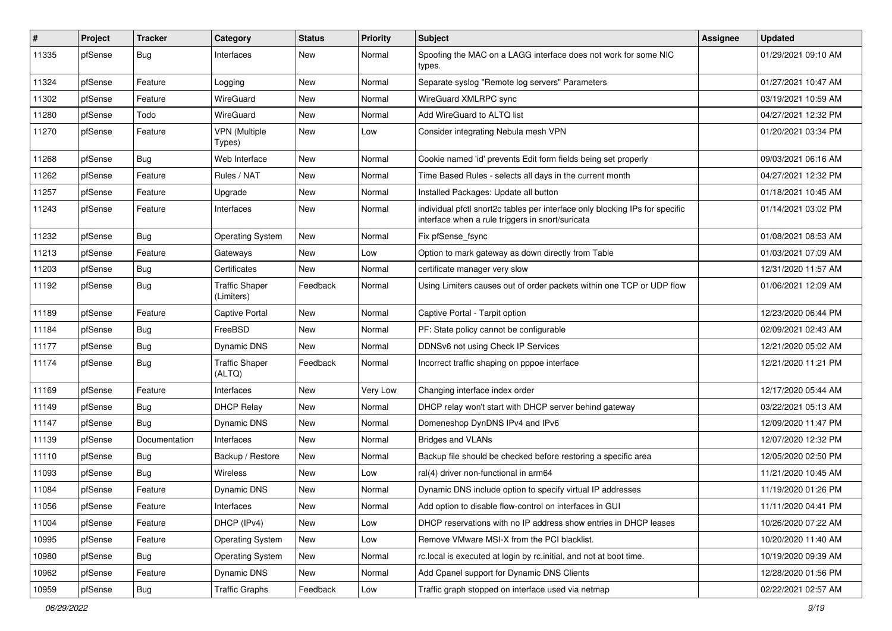| # | Project | Tracker | Category | Status | Priority | Subject | Assignee | Updated |
|---|---|---|---|---|---|---|---|---|
| 11335 | pfSense | Bug | Interfaces | New | Normal | Spoofing the MAC on a LAGG interface does not work for some NIC types. | | 01/29/2021 09:10 AM |
| 11324 | pfSense | Feature | Logging | New | Normal | Separate syslog "Remote log servers" Parameters | | 01/27/2021 10:47 AM |
| 11302 | pfSense | Feature | WireGuard | New | Normal | WireGuard XMLRPC sync | | 03/19/2021 10:59 AM |
| 11280 | pfSense | Todo | WireGuard | New | Normal | Add WireGuard to ALTQ list | | 04/27/2021 12:32 PM |
| 11270 | pfSense | Feature | VPN (Multiple Types) | New | Low | Consider integrating Nebula mesh VPN | | 01/20/2021 03:34 PM |
| 11268 | pfSense | Bug | Web Interface | New | Normal | Cookie named 'id' prevents Edit form fields being set properly | | 09/03/2021 06:16 AM |
| 11262 | pfSense | Feature | Rules / NAT | New | Normal | Time Based Rules - selects all days in the current month | | 04/27/2021 12:32 PM |
| 11257 | pfSense | Feature | Upgrade | New | Normal | Installed Packages: Update all button | | 01/18/2021 10:45 AM |
| 11243 | pfSense | Feature | Interfaces | New | Normal | individual pfctl snort2c tables per interface only blocking IPs for specific interface when a rule triggers in snort/suricata | | 01/14/2021 03:02 PM |
| 11232 | pfSense | Bug | Operating System | New | Normal | Fix pfSense_fsync | | 01/08/2021 08:53 AM |
| 11213 | pfSense | Feature | Gateways | New | Low | Option to mark gateway as down directly from Table | | 01/03/2021 07:09 AM |
| 11203 | pfSense | Bug | Certificates | New | Normal | certificate manager very slow | | 12/31/2020 11:57 AM |
| 11192 | pfSense | Bug | Traffic Shaper (Limiters) | Feedback | Normal | Using Limiters causes out of order packets within one TCP or UDP flow | | 01/06/2021 12:09 AM |
| 11189 | pfSense | Feature | Captive Portal | New | Normal | Captive Portal - Tarpit option | | 12/23/2020 06:44 PM |
| 11184 | pfSense | Bug | FreeBSD | New | Normal | PF: State policy cannot be configurable | | 02/09/2021 02:43 AM |
| 11177 | pfSense | Bug | Dynamic DNS | New | Normal | DDNSv6 not using Check IP Services | | 12/21/2020 05:02 AM |
| 11174 | pfSense | Bug | Traffic Shaper (ALTQ) | Feedback | Normal | Incorrect traffic shaping on pppoe interface | | 12/21/2020 11:21 PM |
| 11169 | pfSense | Feature | Interfaces | New | Very Low | Changing interface index order | | 12/17/2020 05:44 AM |
| 11149 | pfSense | Bug | DHCP Relay | New | Normal | DHCP relay won't start with DHCP server behind gateway | | 03/22/2021 05:13 AM |
| 11147 | pfSense | Bug | Dynamic DNS | New | Normal | Domeneshop DynDNS IPv4 and IPv6 | | 12/09/2020 11:47 PM |
| 11139 | pfSense | Documentation | Interfaces | New | Normal | Bridges and VLANs | | 12/07/2020 12:32 PM |
| 11110 | pfSense | Bug | Backup / Restore | New | Normal | Backup file should be checked before restoring a specific area | | 12/05/2020 02:50 PM |
| 11093 | pfSense | Bug | Wireless | New | Low | ral(4) driver non-functional in arm64 | | 11/21/2020 10:45 AM |
| 11084 | pfSense | Feature | Dynamic DNS | New | Normal | Dynamic DNS include option to specify virtual IP addresses | | 11/19/2020 01:26 PM |
| 11056 | pfSense | Feature | Interfaces | New | Normal | Add option to disable flow-control on interfaces in GUI | | 11/11/2020 04:41 PM |
| 11004 | pfSense | Feature | DHCP (IPv4) | New | Low | DHCP reservations with no IP address show entries in DHCP leases | | 10/26/2020 07:22 AM |
| 10995 | pfSense | Feature | Operating System | New | Low | Remove VMware MSI-X from the PCI blacklist. | | 10/20/2020 11:40 AM |
| 10980 | pfSense | Bug | Operating System | New | Normal | rc.local is executed at login by rc.initial, and not at boot time. | | 10/19/2020 09:39 AM |
| 10962 | pfSense | Feature | Dynamic DNS | New | Normal | Add Cpanel support for Dynamic DNS Clients | | 12/28/2020 01:56 PM |
| 10959 | pfSense | Bug | Traffic Graphs | Feedback | Low | Traffic graph stopped on interface used via netmap | | 02/22/2021 02:57 AM |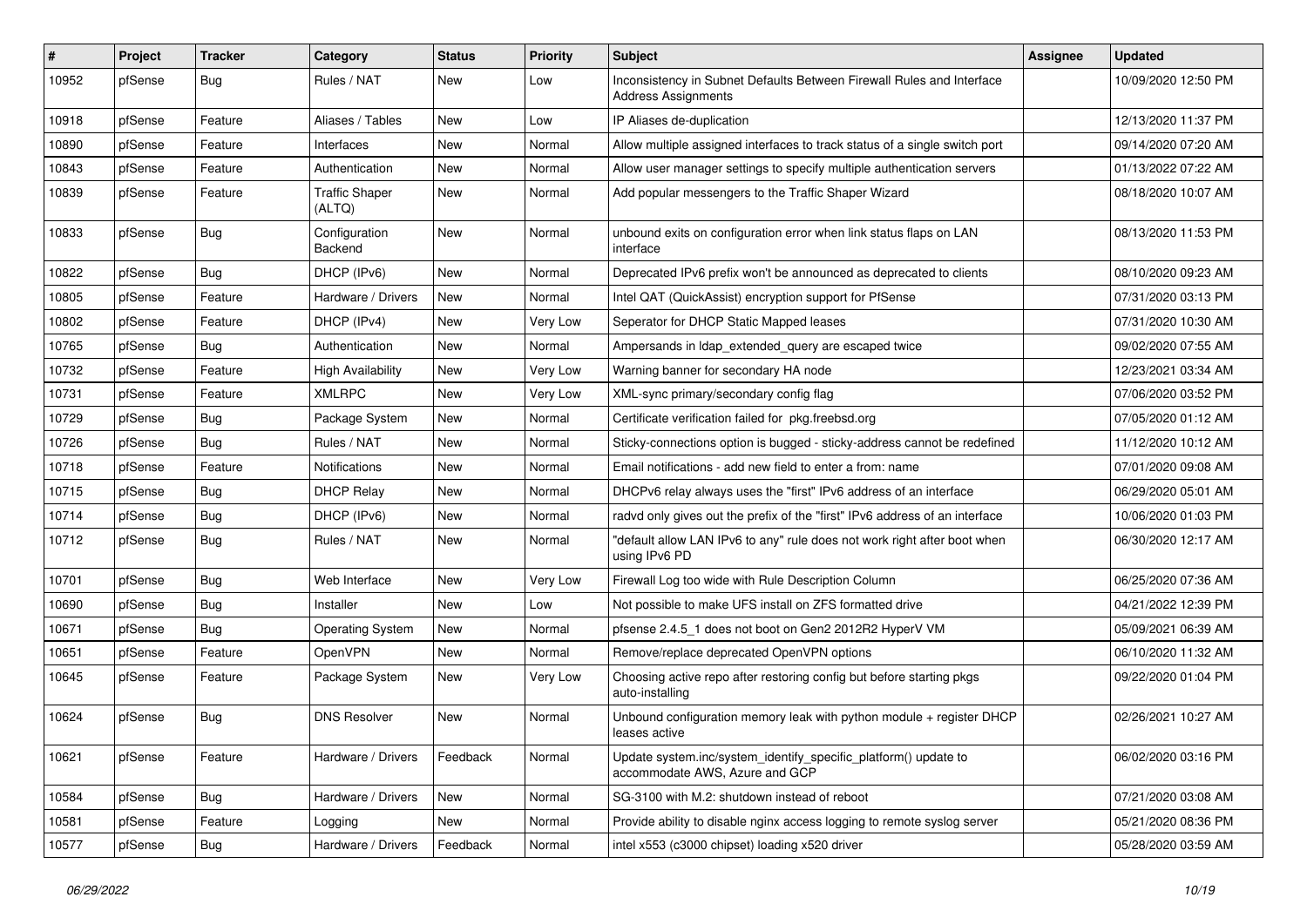| # | Project | Tracker | Category | Status | Priority | Subject | Assignee | Updated |
|---|---|---|---|---|---|---|---|---|
| 10952 | pfSense | Bug | Rules / NAT | New | Low | Inconsistency in Subnet Defaults Between Firewall Rules and Interface Address Assignments | | 10/09/2020 12:50 PM |
| 10918 | pfSense | Feature | Aliases / Tables | New | Low | IP Aliases de-duplication | | 12/13/2020 11:37 PM |
| 10890 | pfSense | Feature | Interfaces | New | Normal | Allow multiple assigned interfaces to track status of a single switch port | | 09/14/2020 07:20 AM |
| 10843 | pfSense | Feature | Authentication | New | Normal | Allow user manager settings to specify multiple authentication servers | | 01/13/2022 07:22 AM |
| 10839 | pfSense | Feature | Traffic Shaper (ALTQ) | New | Normal | Add popular messengers to the Traffic Shaper Wizard | | 08/18/2020 10:07 AM |
| 10833 | pfSense | Bug | Configuration Backend | New | Normal | unbound exits on configuration error when link status flaps on LAN interface | | 08/13/2020 11:53 PM |
| 10822 | pfSense | Bug | DHCP (IPv6) | New | Normal | Deprecated IPv6 prefix won't be announced as deprecated to clients | | 08/10/2020 09:23 AM |
| 10805 | pfSense | Feature | Hardware / Drivers | New | Normal | Intel QAT (QuickAssist) encryption support for PfSense | | 07/31/2020 03:13 PM |
| 10802 | pfSense | Feature | DHCP (IPv4) | New | Very Low | Seperator for DHCP Static Mapped leases | | 07/31/2020 10:30 AM |
| 10765 | pfSense | Bug | Authentication | New | Normal | Ampersands in ldap_extended_query are escaped twice | | 09/02/2020 07:55 AM |
| 10732 | pfSense | Feature | High Availability | New | Very Low | Warning banner for secondary HA node | | 12/23/2021 03:34 AM |
| 10731 | pfSense | Feature | XMLRPC | New | Very Low | XML-sync primary/secondary config flag | | 07/06/2020 03:52 PM |
| 10729 | pfSense | Bug | Package System | New | Normal | Certificate verification failed for pkg.freebsd.org | | 07/05/2020 01:12 AM |
| 10726 | pfSense | Bug | Rules / NAT | New | Normal | Sticky-connections option is bugged - sticky-address cannot be redefined | | 11/12/2020 10:12 AM |
| 10718 | pfSense | Feature | Notifications | New | Normal | Email notifications - add new field to enter a from: name | | 07/01/2020 09:08 AM |
| 10715 | pfSense | Bug | DHCP Relay | New | Normal | DHCPv6 relay always uses the "first" IPv6 address of an interface | | 06/29/2020 05:01 AM |
| 10714 | pfSense | Bug | DHCP (IPv6) | New | Normal | radvd only gives out the prefix of the "first" IPv6 address of an interface | | 10/06/2020 01:03 PM |
| 10712 | pfSense | Bug | Rules / NAT | New | Normal | "default allow LAN IPv6 to any" rule does not work right after boot when using IPv6 PD | | 06/30/2020 12:17 AM |
| 10701 | pfSense | Bug | Web Interface | New | Very Low | Firewall Log too wide with Rule Description Column | | 06/25/2020 07:36 AM |
| 10690 | pfSense | Bug | Installer | New | Low | Not possible to make UFS install on ZFS formatted drive | | 04/21/2022 12:39 PM |
| 10671 | pfSense | Bug | Operating System | New | Normal | pfsense 2.4.5_1 does not boot on Gen2 2012R2 HyperV VM | | 05/09/2021 06:39 AM |
| 10651 | pfSense | Feature | OpenVPN | New | Normal | Remove/replace deprecated OpenVPN options | | 06/10/2020 11:32 AM |
| 10645 | pfSense | Feature | Package System | New | Very Low | Choosing active repo after restoring config but before starting pkgs auto-installing | | 09/22/2020 01:04 PM |
| 10624 | pfSense | Bug | DNS Resolver | New | Normal | Unbound configuration memory leak with python module + register DHCP leases active | | 02/26/2021 10:27 AM |
| 10621 | pfSense | Feature | Hardware / Drivers | Feedback | Normal | Update system.inc/system_identify_specific_platform() update to accommodate AWS, Azure and GCP | | 06/02/2020 03:16 PM |
| 10584 | pfSense | Bug | Hardware / Drivers | New | Normal | SG-3100 with M.2: shutdown instead of reboot | | 07/21/2020 03:08 AM |
| 10581 | pfSense | Feature | Logging | New | Normal | Provide ability to disable nginx access logging to remote syslog server | | 05/21/2020 08:36 PM |
| 10577 | pfSense | Bug | Hardware / Drivers | Feedback | Normal | intel x553 (c3000 chipset) loading x520 driver | | 05/28/2020 03:59 AM |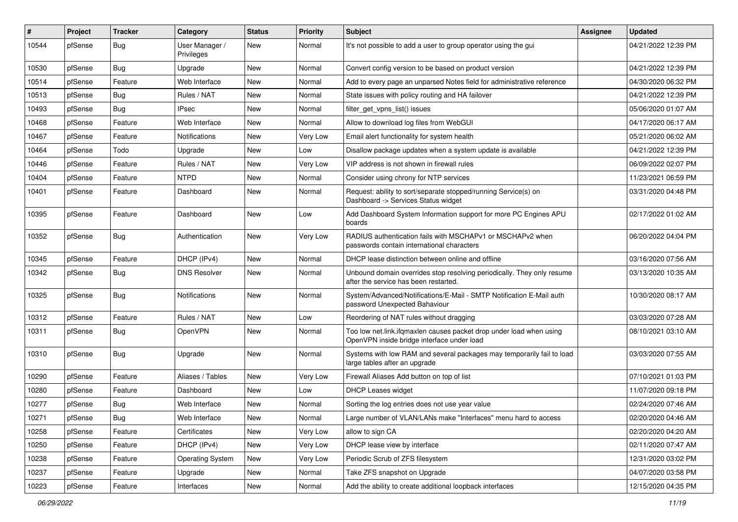| # | Project | Tracker | Category | Status | Priority | Subject | Assignee | Updated |
|---|---|---|---|---|---|---|---|---|
| 10544 | pfSense | Bug | User Manager / Privileges | New | Normal | It's not possible to add a user to group operator using the gui | | 04/21/2022 12:39 PM |
| 10530 | pfSense | Bug | Upgrade | New | Normal | Convert config version to be based on product version | | 04/21/2022 12:39 PM |
| 10514 | pfSense | Feature | Web Interface | New | Normal | Add to every page an unparsed Notes field for administrative reference | | 04/30/2020 06:32 PM |
| 10513 | pfSense | Bug | Rules / NAT | New | Normal | State issues with policy routing and HA failover | | 04/21/2022 12:39 PM |
| 10493 | pfSense | Bug | IPsec | New | Normal | filter_get_vpns_list() issues | | 05/06/2020 01:07 AM |
| 10468 | pfSense | Feature | Web Interface | New | Normal | Allow to download log files from WebGUI | | 04/17/2020 06:17 AM |
| 10467 | pfSense | Feature | Notifications | New | Very Low | Email alert functionality for system health | | 05/21/2020 06:02 AM |
| 10464 | pfSense | Todo | Upgrade | New | Low | Disallow package updates when a system update is available | | 04/21/2022 12:39 PM |
| 10446 | pfSense | Feature | Rules / NAT | New | Very Low | VIP address is not shown in firewall rules | | 06/09/2022 02:07 PM |
| 10404 | pfSense | Feature | NTPD | New | Normal | Consider using chrony for NTP services | | 11/23/2021 06:59 PM |
| 10401 | pfSense | Feature | Dashboard | New | Normal | Request: ability to sort/separate stopped/running Service(s) on Dashboard -> Services Status widget | | 03/31/2020 04:48 PM |
| 10395 | pfSense | Feature | Dashboard | New | Low | Add Dashboard System Information support for more PC Engines APU boards | | 02/17/2022 01:02 AM |
| 10352 | pfSense | Bug | Authentication | New | Very Low | RADIUS authentication fails with MSCHAPv1 or MSCHAPv2 when passwords contain international characters | | 06/20/2022 04:04 PM |
| 10345 | pfSense | Feature | DHCP (IPv4) | New | Normal | DHCP lease distinction between online and offline | | 03/16/2020 07:56 AM |
| 10342 | pfSense | Bug | DNS Resolver | New | Normal | Unbound domain overrides stop resolving periodically. They only resume after the service has been restarted. | | 03/13/2020 10:35 AM |
| 10325 | pfSense | Bug | Notifications | New | Normal | System/Advanced/Notifications/E-Mail - SMTP Notification E-Mail auth password Unexpected Bahaviour | | 10/30/2020 08:17 AM |
| 10312 | pfSense | Feature | Rules / NAT | New | Low | Reordering of NAT rules without dragging | | 03/03/2020 07:28 AM |
| 10311 | pfSense | Bug | OpenVPN | New | Normal | Too low net.link.ifqmaxlen causes packet drop under load when using OpenVPN inside bridge interface under load | | 08/10/2021 03:10 AM |
| 10310 | pfSense | Bug | Upgrade | New | Normal | Systems with low RAM and several packages may temporarily fail to load large tables after an upgrade | | 03/03/2020 07:55 AM |
| 10290 | pfSense | Feature | Aliases / Tables | New | Very Low | Firewall Aliases Add button on top of list | | 07/10/2021 01:03 PM |
| 10280 | pfSense | Feature | Dashboard | New | Low | DHCP Leases widget | | 11/07/2020 09:18 PM |
| 10277 | pfSense | Bug | Web Interface | New | Normal | Sorting the log entries does not use year value | | 02/24/2020 07:46 AM |
| 10271 | pfSense | Bug | Web Interface | New | Normal | Large number of VLAN/LANs make "Interfaces" menu hard to access | | 02/20/2020 04:46 AM |
| 10258 | pfSense | Feature | Certificates | New | Very Low | allow to sign CA | | 02/20/2020 04:20 AM |
| 10250 | pfSense | Feature | DHCP (IPv4) | New | Very Low | DHCP lease view by interface | | 02/11/2020 07:47 AM |
| 10238 | pfSense | Feature | Operating System | New | Very Low | Periodic Scrub of ZFS filesystem | | 12/31/2020 03:02 PM |
| 10237 | pfSense | Feature | Upgrade | New | Normal | Take ZFS snapshot on Upgrade | | 04/07/2020 03:58 PM |
| 10223 | pfSense | Feature | Interfaces | New | Normal | Add the ability to create additional loopback interfaces | | 12/15/2020 04:35 PM |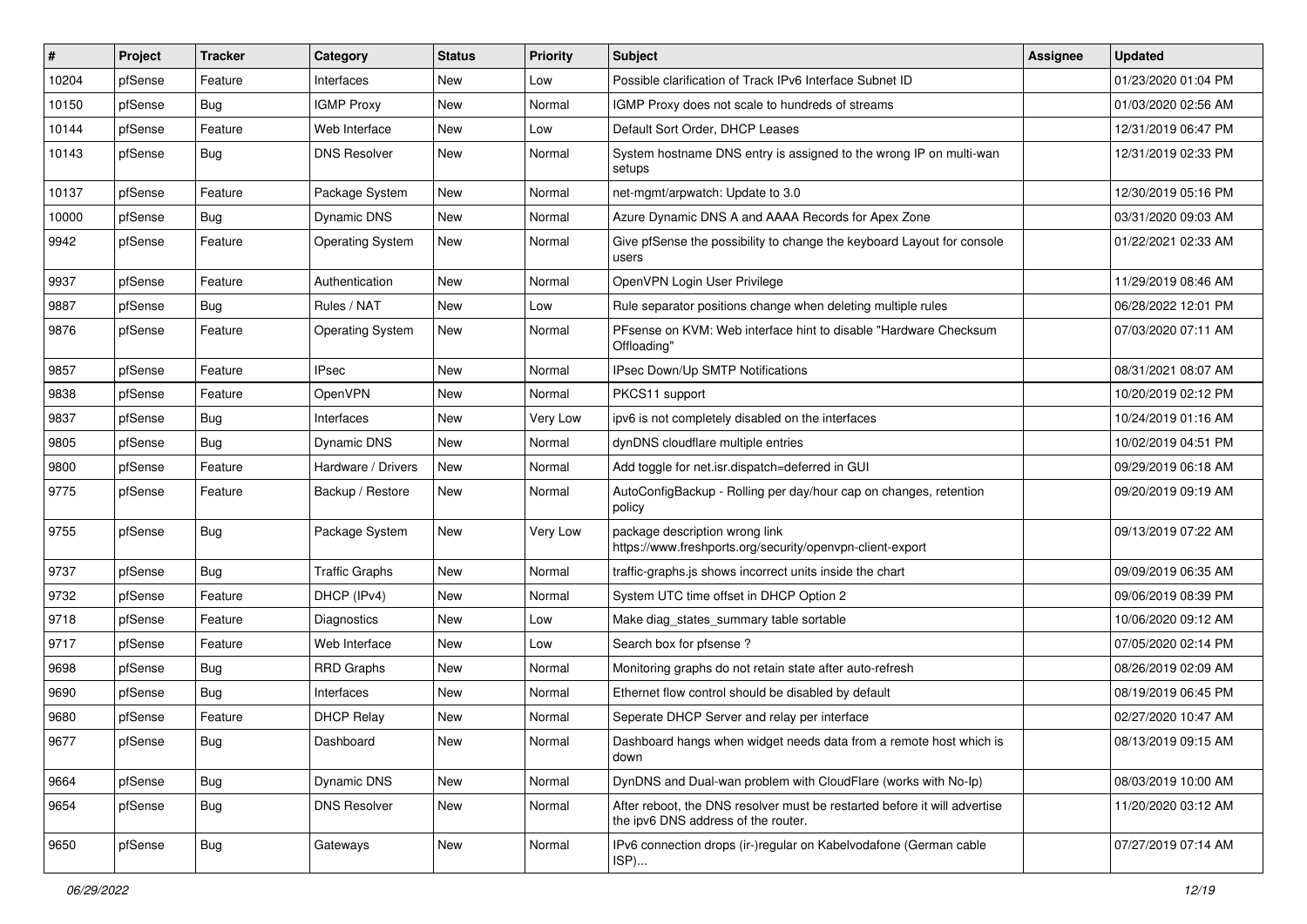| # | Project | Tracker | Category | Status | Priority | Subject | Assignee | Updated |
|---|---|---|---|---|---|---|---|---|
| 10204 | pfSense | Feature | Interfaces | New | Low | Possible clarification of Track IPv6 Interface Subnet ID | | 01/23/2020 01:04 PM |
| 10150 | pfSense | Bug | IGMP Proxy | New | Normal | IGMP Proxy does not scale to hundreds of streams | | 01/03/2020 02:56 AM |
| 10144 | pfSense | Feature | Web Interface | New | Low | Default Sort Order, DHCP Leases | | 12/31/2019 06:47 PM |
| 10143 | pfSense | Bug | DNS Resolver | New | Normal | System hostname DNS entry is assigned to the wrong IP on multi-wan setups | | 12/31/2019 02:33 PM |
| 10137 | pfSense | Feature | Package System | New | Normal | net-mgmt/arpwatch: Update to 3.0 | | 12/30/2019 05:16 PM |
| 10000 | pfSense | Bug | Dynamic DNS | New | Normal | Azure Dynamic DNS A and AAAA Records for Apex Zone | | 03/31/2020 09:03 AM |
| 9942 | pfSense | Feature | Operating System | New | Normal | Give pfSense the possibility to change the keyboard Layout for console users | | 01/22/2021 02:33 AM |
| 9937 | pfSense | Feature | Authentication | New | Normal | OpenVPN Login User Privilege | | 11/29/2019 08:46 AM |
| 9887 | pfSense | Bug | Rules / NAT | New | Low | Rule separator positions change when deleting multiple rules | | 06/28/2022 12:01 PM |
| 9876 | pfSense | Feature | Operating System | New | Normal | PFsense on KVM: Web interface hint to disable "Hardware Checksum Offloading" | | 07/03/2020 07:11 AM |
| 9857 | pfSense | Feature | IPsec | New | Normal | IPsec Down/Up SMTP Notifications | | 08/31/2021 08:07 AM |
| 9838 | pfSense | Feature | OpenVPN | New | Normal | PKCS11 support | | 10/20/2019 02:12 PM |
| 9837 | pfSense | Bug | Interfaces | New | Very Low | ipv6 is not completely disabled on the interfaces | | 10/24/2019 01:16 AM |
| 9805 | pfSense | Bug | Dynamic DNS | New | Normal | dynDNS cloudflare multiple entries | | 10/02/2019 04:51 PM |
| 9800 | pfSense | Feature | Hardware / Drivers | New | Normal | Add toggle for net.isr.dispatch=deferred in GUI | | 09/29/2019 06:18 AM |
| 9775 | pfSense | Feature | Backup / Restore | New | Normal | AutoConfigBackup - Rolling per day/hour cap on changes, retention policy | | 09/20/2019 09:19 AM |
| 9755 | pfSense | Bug | Package System | New | Very Low | package description wrong link https://www.freshports.org/security/openvpn-client-export | | 09/13/2019 07:22 AM |
| 9737 | pfSense | Bug | Traffic Graphs | New | Normal | traffic-graphs.js shows incorrect units inside the chart | | 09/09/2019 06:35 AM |
| 9732 | pfSense | Feature | DHCP (IPv4) | New | Normal | System UTC time offset in DHCP Option 2 | | 09/06/2019 08:39 PM |
| 9718 | pfSense | Feature | Diagnostics | New | Low | Make diag_states_summary table sortable | | 10/06/2020 09:12 AM |
| 9717 | pfSense | Feature | Web Interface | New | Low | Search box for pfsense ? | | 07/05/2020 02:14 PM |
| 9698 | pfSense | Bug | RRD Graphs | New | Normal | Monitoring graphs do not retain state after auto-refresh | | 08/26/2019 02:09 AM |
| 9690 | pfSense | Bug | Interfaces | New | Normal | Ethernet flow control should be disabled by default | | 08/19/2019 06:45 PM |
| 9680 | pfSense | Feature | DHCP Relay | New | Normal | Seperate DHCP Server and relay per interface | | 02/27/2020 10:47 AM |
| 9677 | pfSense | Bug | Dashboard | New | Normal | Dashboard hangs when widget needs data from a remote host which is down | | 08/13/2019 09:15 AM |
| 9664 | pfSense | Bug | Dynamic DNS | New | Normal | DynDNS and Dual-wan problem with CloudFlare (works with No-Ip) | | 08/03/2019 10:00 AM |
| 9654 | pfSense | Bug | DNS Resolver | New | Normal | After reboot, the DNS resolver must be restarted before it will advertise the ipv6 DNS address of the router. | | 11/20/2020 03:12 AM |
| 9650 | pfSense | Bug | Gateways | New | Normal | IPv6 connection drops (ir-)regular on Kabelvodafone (German cable ISP)... | | 07/27/2019 07:14 AM |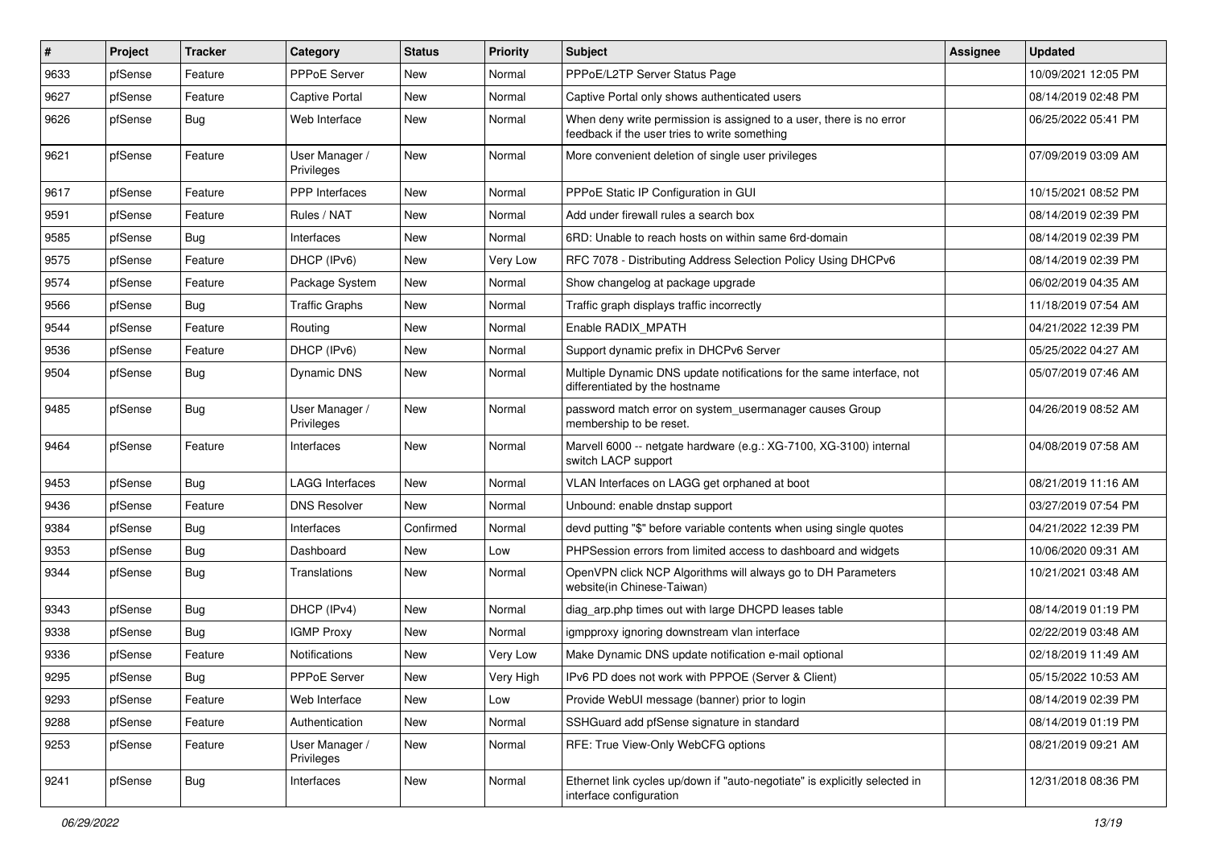| # | Project | Tracker | Category | Status | Priority | Subject | Assignee | Updated |
|---|---|---|---|---|---|---|---|---|
| 9633 | pfSense | Feature | PPPoE Server | New | Normal | PPPoE/L2TP Server Status Page | | 10/09/2021 12:05 PM |
| 9627 | pfSense | Feature | Captive Portal | New | Normal | Captive Portal only shows authenticated users | | 08/14/2019 02:48 PM |
| 9626 | pfSense | Bug | Web Interface | New | Normal | When deny write permission is assigned to a user, there is no error feedback if the user tries to write something | | 06/25/2022 05:41 PM |
| 9621 | pfSense | Feature | User Manager / Privileges | New | Normal | More convenient deletion of single user privileges | | 07/09/2019 03:09 AM |
| 9617 | pfSense | Feature | PPP Interfaces | New | Normal | PPPoE Static IP Configuration in GUI | | 10/15/2021 08:52 PM |
| 9591 | pfSense | Feature | Rules / NAT | New | Normal | Add under firewall rules a search box | | 08/14/2019 02:39 PM |
| 9585 | pfSense | Bug | Interfaces | New | Normal | 6RD: Unable to reach hosts on within same 6rd-domain | | 08/14/2019 02:39 PM |
| 9575 | pfSense | Feature | DHCP (IPv6) | New | Very Low | RFC 7078 - Distributing Address Selection Policy Using DHCPv6 | | 08/14/2019 02:39 PM |
| 9574 | pfSense | Feature | Package System | New | Normal | Show changelog at package upgrade | | 06/02/2019 04:35 AM |
| 9566 | pfSense | Bug | Traffic Graphs | New | Normal | Traffic graph displays traffic incorrectly | | 11/18/2019 07:54 AM |
| 9544 | pfSense | Feature | Routing | New | Normal | Enable RADIX_MPATH | | 04/21/2022 12:39 PM |
| 9536 | pfSense | Feature | DHCP (IPv6) | New | Normal | Support dynamic prefix in DHCPv6 Server | | 05/25/2022 04:27 AM |
| 9504 | pfSense | Bug | Dynamic DNS | New | Normal | Multiple Dynamic DNS update notifications for the same interface, not differentiated by the hostname | | 05/07/2019 07:46 AM |
| 9485 | pfSense | Bug | User Manager / Privileges | New | Normal | password match error on system_usermanager causes Group membership to be reset. | | 04/26/2019 08:52 AM |
| 9464 | pfSense | Feature | Interfaces | New | Normal | Marvell 6000 -- netgate hardware (e.g.: XG-7100, XG-3100) internal switch LACP support | | 04/08/2019 07:58 AM |
| 9453 | pfSense | Bug | LAGG Interfaces | New | Normal | VLAN Interfaces on LAGG get orphaned at boot | | 08/21/2019 11:16 AM |
| 9436 | pfSense | Feature | DNS Resolver | New | Normal | Unbound: enable dnstap support | | 03/27/2019 07:54 PM |
| 9384 | pfSense | Bug | Interfaces | Confirmed | Normal | devd putting "$" before variable contents when using single quotes | | 04/21/2022 12:39 PM |
| 9353 | pfSense | Bug | Dashboard | New | Low | PHPSession errors from limited access to dashboard and widgets | | 10/06/2020 09:31 AM |
| 9344 | pfSense | Bug | Translations | New | Normal | OpenVPN click NCP Algorithms will always go to DH Parameters website(in Chinese-Taiwan) | | 10/21/2021 03:48 AM |
| 9343 | pfSense | Bug | DHCP (IPv4) | New | Normal | diag_arp.php times out with large DHCPD leases table | | 08/14/2019 01:19 PM |
| 9338 | pfSense | Bug | IGMP Proxy | New | Normal | igmpproxy ignoring downstream vlan interface | | 02/22/2019 03:48 AM |
| 9336 | pfSense | Feature | Notifications | New | Very Low | Make Dynamic DNS update notification e-mail optional | | 02/18/2019 11:49 AM |
| 9295 | pfSense | Bug | PPPoE Server | New | Very High | IPv6 PD does not work with PPPOE (Server & Client) | | 05/15/2022 10:53 AM |
| 9293 | pfSense | Feature | Web Interface | New | Low | Provide WebUI message (banner) prior to login | | 08/14/2019 02:39 PM |
| 9288 | pfSense | Feature | Authentication | New | Normal | SSHGuard add pfSense signature in standard | | 08/14/2019 01:19 PM |
| 9253 | pfSense | Feature | User Manager / Privileges | New | Normal | RFE: True View-Only WebCFG options | | 08/21/2019 09:21 AM |
| 9241 | pfSense | Bug | Interfaces | New | Normal | Ethernet link cycles up/down if "auto-negotiate" is explicitly selected in interface configuration | | 12/31/2018 08:36 PM |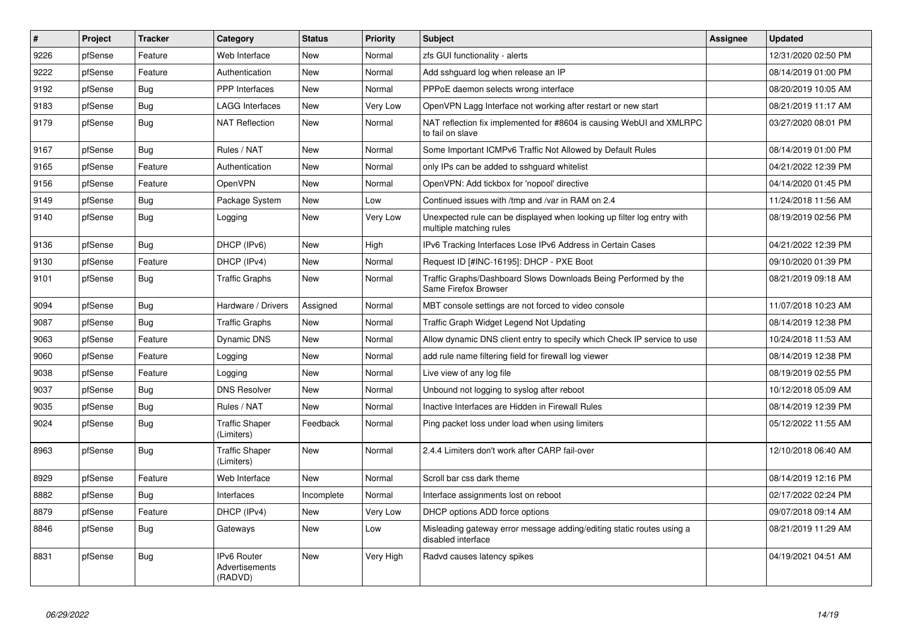| # | Project | Tracker | Category | Status | Priority | Subject | Assignee | Updated |
|---|---|---|---|---|---|---|---|---|
| 9226 | pfSense | Feature | Web Interface | New | Normal | zfs GUI functionality - alerts | | 12/31/2020 02:50 PM |
| 9222 | pfSense | Feature | Authentication | New | Normal | Add sshguard log when release an IP | | 08/14/2019 01:00 PM |
| 9192 | pfSense | Bug | PPP Interfaces | New | Normal | PPPoE daemon selects wrong interface | | 08/20/2019 10:05 AM |
| 9183 | pfSense | Bug | LAGG Interfaces | New | Very Low | OpenVPN Lagg Interface not working after restart or new start | | 08/21/2019 11:17 AM |
| 9179 | pfSense | Bug | NAT Reflection | New | Normal | NAT reflection fix implemented for #8604 is causing WebUI and XMLRPC to fail on slave | | 03/27/2020 08:01 PM |
| 9167 | pfSense | Bug | Rules / NAT | New | Normal | Some Important ICMPv6 Traffic Not Allowed by Default Rules | | 08/14/2019 01:00 PM |
| 9165 | pfSense | Feature | Authentication | New | Normal | only IPs can be added to sshguard whitelist | | 04/21/2022 12:39 PM |
| 9156 | pfSense | Feature | OpenVPN | New | Normal | OpenVPN: Add tickbox for 'nopool' directive | | 04/14/2020 01:45 PM |
| 9149 | pfSense | Bug | Package System | New | Low | Continued issues with /tmp and /var in RAM on 2.4 | | 11/24/2018 11:56 AM |
| 9140 | pfSense | Bug | Logging | New | Very Low | Unexpected rule can be displayed when looking up filter log entry with multiple matching rules | | 08/19/2019 02:56 PM |
| 9136 | pfSense | Bug | DHCP (IPv6) | New | High | IPv6 Tracking Interfaces Lose IPv6 Address in Certain Cases | | 04/21/2022 12:39 PM |
| 9130 | pfSense | Feature | DHCP (IPv4) | New | Normal | Request ID [#INC-16195]: DHCP - PXE Boot | | 09/10/2020 01:39 PM |
| 9101 | pfSense | Bug | Traffic Graphs | New | Normal | Traffic Graphs/Dashboard Slows Downloads Being Performed by the Same Firefox Browser | | 08/21/2019 09:18 AM |
| 9094 | pfSense | Bug | Hardware / Drivers | Assigned | Normal | MBT console settings are not forced to video console | | 11/07/2018 10:23 AM |
| 9087 | pfSense | Bug | Traffic Graphs | New | Normal | Traffic Graph Widget Legend Not Updating | | 08/14/2019 12:38 PM |
| 9063 | pfSense | Feature | Dynamic DNS | New | Normal | Allow dynamic DNS client entry to specify which Check IP service to use | | 10/24/2018 11:53 AM |
| 9060 | pfSense | Feature | Logging | New | Normal | add rule name filtering field for firewall log viewer | | 08/14/2019 12:38 PM |
| 9038 | pfSense | Feature | Logging | New | Normal | Live view of any log file | | 08/19/2019 02:55 PM |
| 9037 | pfSense | Bug | DNS Resolver | New | Normal | Unbound not logging to syslog after reboot | | 10/12/2018 05:09 AM |
| 9035 | pfSense | Bug | Rules / NAT | New | Normal | Inactive Interfaces are Hidden in Firewall Rules | | 08/14/2019 12:39 PM |
| 9024 | pfSense | Bug | Traffic Shaper (Limiters) | Feedback | Normal | Ping packet loss under load when using limiters | | 05/12/2022 11:55 AM |
| 8963 | pfSense | Bug | Traffic Shaper (Limiters) | New | Normal | 2.4.4 Limiters don't work after CARP fail-over | | 12/10/2018 06:40 AM |
| 8929 | pfSense | Feature | Web Interface | New | Normal | Scroll bar css dark theme | | 08/14/2019 12:16 PM |
| 8882 | pfSense | Bug | Interfaces | Incomplete | Normal | Interface assignments lost on reboot | | 02/17/2022 02:24 PM |
| 8879 | pfSense | Feature | DHCP (IPv4) | New | Very Low | DHCP options ADD force options | | 09/07/2018 09:14 AM |
| 8846 | pfSense | Bug | Gateways | New | Low | Misleading gateway error message adding/editing static routes using a disabled interface | | 08/21/2019 11:29 AM |
| 8831 | pfSense | Bug | IPv6 Router Advertisements (RADVD) | New | Very High | Radvd causes latency spikes | | 04/19/2021 04:51 AM |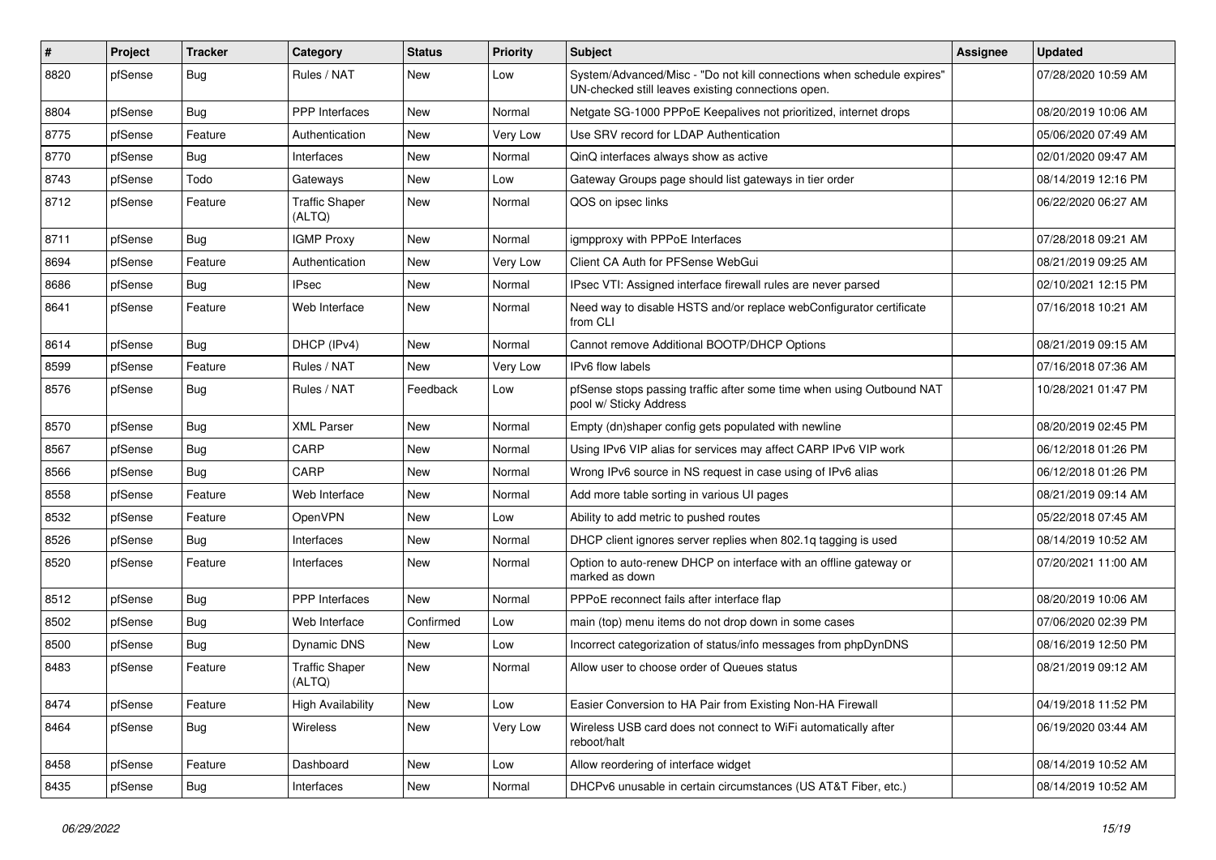| # | Project | Tracker | Category | Status | Priority | Subject | Assignee | Updated |
|---|---|---|---|---|---|---|---|---|
| 8820 | pfSense | Bug | Rules / NAT | New | Low | System/Advanced/Misc - "Do not kill connections when schedule expires" UN-checked still leaves existing connections open. | | 07/28/2020 10:59 AM |
| 8804 | pfSense | Bug | PPP Interfaces | New | Normal | Netgate SG-1000 PPPoE Keepalives not prioritized, internet drops | | 08/20/2019 10:06 AM |
| 8775 | pfSense | Feature | Authentication | New | Very Low | Use SRV record for LDAP Authentication | | 05/06/2020 07:49 AM |
| 8770 | pfSense | Bug | Interfaces | New | Normal | QinQ interfaces always show as active | | 02/01/2020 09:47 AM |
| 8743 | pfSense | Todo | Gateways | New | Low | Gateway Groups page should list gateways in tier order | | 08/14/2019 12:16 PM |
| 8712 | pfSense | Feature | Traffic Shaper (ALTQ) | New | Normal | QOS on ipsec links | | 06/22/2020 06:27 AM |
| 8711 | pfSense | Bug | IGMP Proxy | New | Normal | igmpproxy with PPPoE Interfaces | | 07/28/2018 09:21 AM |
| 8694 | pfSense | Feature | Authentication | New | Very Low | Client CA Auth for PFSense WebGui | | 08/21/2019 09:25 AM |
| 8686 | pfSense | Bug | IPsec | New | Normal | IPsec VTI: Assigned interface firewall rules are never parsed | | 02/10/2021 12:15 PM |
| 8641 | pfSense | Feature | Web Interface | New | Normal | Need way to disable HSTS and/or replace webConfigurator certificate from CLI | | 07/16/2018 10:21 AM |
| 8614 | pfSense | Bug | DHCP (IPv4) | New | Normal | Cannot remove Additional BOOTP/DHCP Options | | 08/21/2019 09:15 AM |
| 8599 | pfSense | Feature | Rules / NAT | New | Very Low | IPv6 flow labels | | 07/16/2018 07:36 AM |
| 8576 | pfSense | Bug | Rules / NAT | Feedback | Low | pfSense stops passing traffic after some time when using Outbound NAT pool w/ Sticky Address | | 10/28/2021 01:47 PM |
| 8570 | pfSense | Bug | XML Parser | New | Normal | Empty (dn)shaper config gets populated with newline | | 08/20/2019 02:45 PM |
| 8567 | pfSense | Bug | CARP | New | Normal | Using IPv6 VIP alias for services may affect CARP IPv6 VIP work | | 06/12/2018 01:26 PM |
| 8566 | pfSense | Bug | CARP | New | Normal | Wrong IPv6 source in NS request in case using of IPv6 alias | | 06/12/2018 01:26 PM |
| 8558 | pfSense | Feature | Web Interface | New | Normal | Add more table sorting in various UI pages | | 08/21/2019 09:14 AM |
| 8532 | pfSense | Feature | OpenVPN | New | Low | Ability to add metric to pushed routes | | 05/22/2018 07:45 AM |
| 8526 | pfSense | Bug | Interfaces | New | Normal | DHCP client ignores server replies when 802.1q tagging is used | | 08/14/2019 10:52 AM |
| 8520 | pfSense | Feature | Interfaces | New | Normal | Option to auto-renew DHCP on interface with an offline gateway or marked as down | | 07/20/2021 11:00 AM |
| 8512 | pfSense | Bug | PPP Interfaces | New | Normal | PPPoE reconnect fails after interface flap | | 08/20/2019 10:06 AM |
| 8502 | pfSense | Bug | Web Interface | Confirmed | Low | main (top) menu items do not drop down in some cases | | 07/06/2020 02:39 PM |
| 8500 | pfSense | Bug | Dynamic DNS | New | Low | Incorrect categorization of status/info messages from phpDynDNS | | 08/16/2019 12:50 PM |
| 8483 | pfSense | Feature | Traffic Shaper (ALTQ) | New | Normal | Allow user to choose order of Queues status | | 08/21/2019 09:12 AM |
| 8474 | pfSense | Feature | High Availability | New | Low | Easier Conversion to HA Pair from Existing Non-HA Firewall | | 04/19/2018 11:52 PM |
| 8464 | pfSense | Bug | Wireless | New | Very Low | Wireless USB card does not connect to WiFi automatically after reboot/halt | | 06/19/2020 03:44 AM |
| 8458 | pfSense | Feature | Dashboard | New | Low | Allow reordering of interface widget | | 08/14/2019 10:52 AM |
| 8435 | pfSense | Bug | Interfaces | New | Normal | DHCPv6 unusable in certain circumstances (US AT&T Fiber, etc.) | | 08/14/2019 10:52 AM |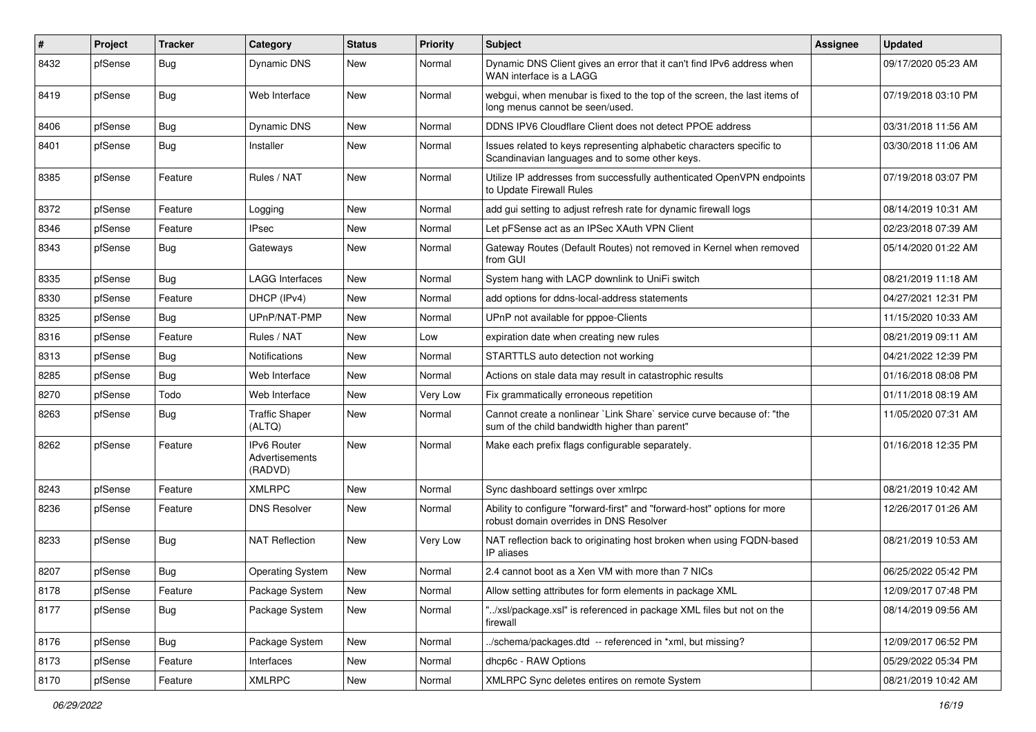| # | Project | Tracker | Category | Status | Priority | Subject | Assignee | Updated |
|---|---|---|---|---|---|---|---|---|
| 8432 | pfSense | Bug | Dynamic DNS | New | Normal | Dynamic DNS Client gives an error that it can't find IPv6 address when WAN interface is a LAGG | | 09/17/2020 05:23 AM |
| 8419 | pfSense | Bug | Web Interface | New | Normal | webgui, when menubar is fixed to the top of the screen, the last items of long menus cannot be seen/used. | | 07/19/2018 03:10 PM |
| 8406 | pfSense | Bug | Dynamic DNS | New | Normal | DDNS IPV6 Cloudflare Client does not detect PPOE address | | 03/31/2018 11:56 AM |
| 8401 | pfSense | Bug | Installer | New | Normal | Issues related to keys representing alphabetic characters specific to Scandinavian languages and to some other keys. | | 03/30/2018 11:06 AM |
| 8385 | pfSense | Feature | Rules / NAT | New | Normal | Utilize IP addresses from successfully authenticated OpenVPN endpoints to Update Firewall Rules | | 07/19/2018 03:07 PM |
| 8372 | pfSense | Feature | Logging | New | Normal | add gui setting to adjust refresh rate for dynamic firewall logs | | 08/14/2019 10:31 AM |
| 8346 | pfSense | Feature | IPsec | New | Normal | Let pFSense act as an IPSec XAuth VPN Client | | 02/23/2018 07:39 AM |
| 8343 | pfSense | Bug | Gateways | New | Normal | Gateway Routes (Default Routes) not removed in Kernel when removed from GUI | | 05/14/2020 01:22 AM |
| 8335 | pfSense | Bug | LAGG Interfaces | New | Normal | System hang with LACP downlink to UniFi switch | | 08/21/2019 11:18 AM |
| 8330 | pfSense | Feature | DHCP (IPv4) | New | Normal | add options for ddns-local-address statements | | 04/27/2021 12:31 PM |
| 8325 | pfSense | Bug | UPnP/NAT-PMP | New | Normal | UPnP not available for pppoe-Clients | | 11/15/2020 10:33 AM |
| 8316 | pfSense | Feature | Rules / NAT | New | Low | expiration date when creating new rules | | 08/21/2019 09:11 AM |
| 8313 | pfSense | Bug | Notifications | New | Normal | STARTTLS auto detection not working | | 04/21/2022 12:39 PM |
| 8285 | pfSense | Bug | Web Interface | New | Normal | Actions on stale data may result in catastrophic results | | 01/16/2018 08:08 PM |
| 8270 | pfSense | Todo | Web Interface | New | Very Low | Fix grammatically erroneous repetition | | 01/11/2018 08:19 AM |
| 8263 | pfSense | Bug | Traffic Shaper (ALTQ) | New | Normal | Cannot create a nonlinear `Link Share` service curve because of: "the sum of the child bandwidth higher than parent" | | 11/05/2020 07:31 AM |
| 8262 | pfSense | Feature | IPv6 Router Advertisements (RADVD) | New | Normal | Make each prefix flags configurable separately. | | 01/16/2018 12:35 PM |
| 8243 | pfSense | Feature | XMLRPC | New | Normal | Sync dashboard settings over xmlrpc | | 08/21/2019 10:42 AM |
| 8236 | pfSense | Feature | DNS Resolver | New | Normal | Ability to configure "forward-first" and "forward-host" options for more robust domain overrides in DNS Resolver | | 12/26/2017 01:26 AM |
| 8233 | pfSense | Bug | NAT Reflection | New | Very Low | NAT reflection back to originating host broken when using FQDN-based IP aliases | | 08/21/2019 10:53 AM |
| 8207 | pfSense | Bug | Operating System | New | Normal | 2.4 cannot boot as a Xen VM with more than 7 NICs | | 06/25/2022 05:42 PM |
| 8178 | pfSense | Feature | Package System | New | Normal | Allow setting attributes for form elements in package XML | | 12/09/2017 07:48 PM |
| 8177 | pfSense | Bug | Package System | New | Normal | "../xsl/package.xsl" is referenced in package XML files but not on the firewall | | 08/14/2019 09:56 AM |
| 8176 | pfSense | Bug | Package System | New | Normal | ../schema/packages.dtd -- referenced in *xml, but missing? | | 12/09/2017 06:52 PM |
| 8173 | pfSense | Feature | Interfaces | New | Normal | dhcp6c - RAW Options | | 05/29/2022 05:34 PM |
| 8170 | pfSense | Feature | XMLRPC | New | Normal | XMLRPC Sync deletes entires on remote System | | 08/21/2019 10:42 AM |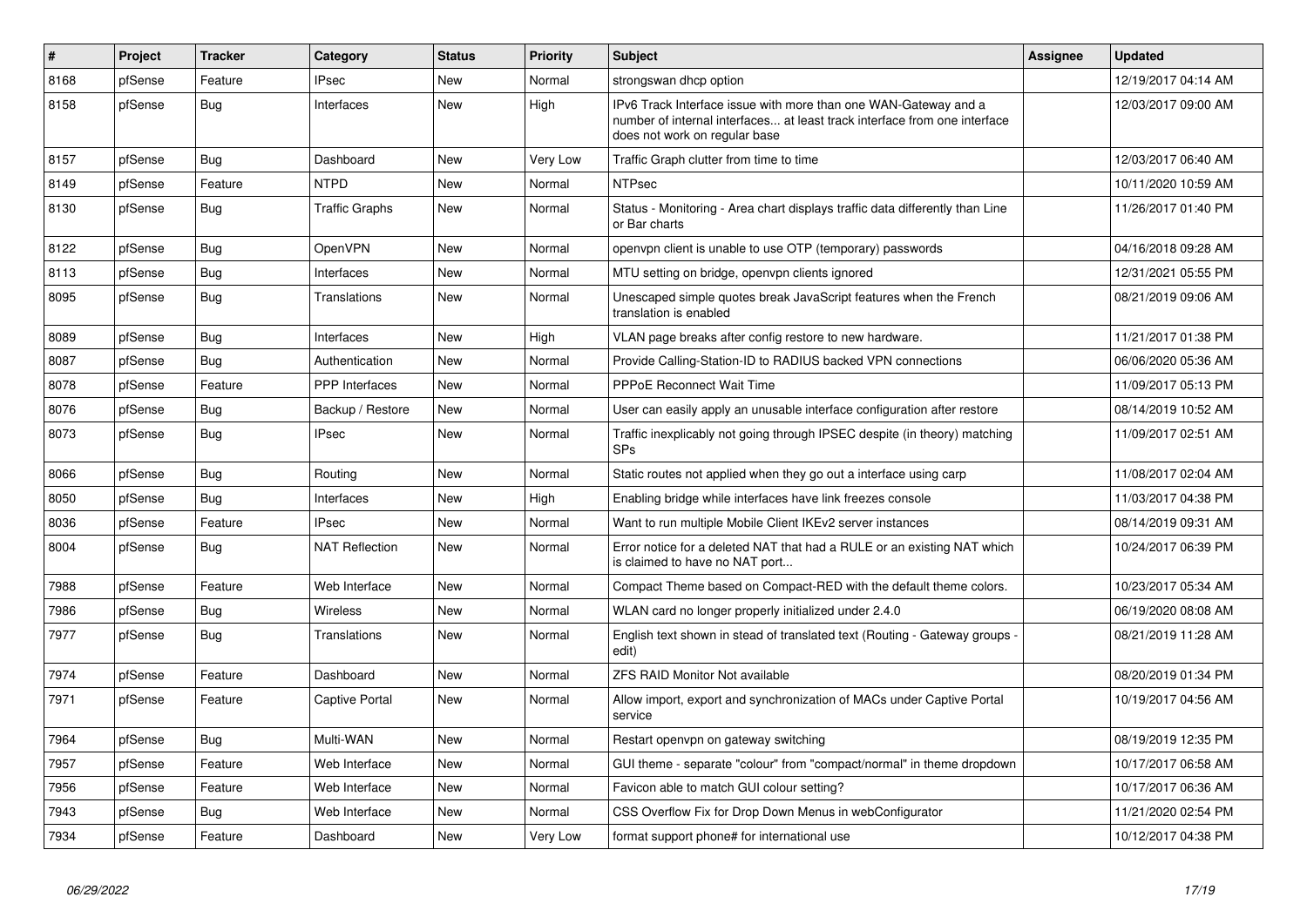| # | Project | Tracker | Category | Status | Priority | Subject | Assignee | Updated |
|---|---|---|---|---|---|---|---|---|
| 8168 | pfSense | Feature | IPsec | New | Normal | strongswan dhcp option | | 12/19/2017 04:14 AM |
| 8158 | pfSense | Bug | Interfaces | New | High | IPv6 Track Interface issue with more than one WAN-Gateway and a number of internal interfaces... at least track interface from one interface does not work on regular base | | 12/03/2017 09:00 AM |
| 8157 | pfSense | Bug | Dashboard | New | Very Low | Traffic Graph clutter from time to time | | 12/03/2017 06:40 AM |
| 8149 | pfSense | Feature | NTPD | New | Normal | NTPsec | | 10/11/2020 10:59 AM |
| 8130 | pfSense | Bug | Traffic Graphs | New | Normal | Status - Monitoring - Area chart displays traffic data differently than Line or Bar charts | | 11/26/2017 01:40 PM |
| 8122 | pfSense | Bug | OpenVPN | New | Normal | openvpn client is unable to use OTP (temporary) passwords | | 04/16/2018 09:28 AM |
| 8113 | pfSense | Bug | Interfaces | New | Normal | MTU setting on bridge, openvpn clients ignored | | 12/31/2021 05:55 PM |
| 8095 | pfSense | Bug | Translations | New | Normal | Unescaped simple quotes break JavaScript features when the French translation is enabled | | 08/21/2019 09:06 AM |
| 8089 | pfSense | Bug | Interfaces | New | High | VLAN page breaks after config restore to new hardware. | | 11/21/2017 01:38 PM |
| 8087 | pfSense | Bug | Authentication | New | Normal | Provide Calling-Station-ID to RADIUS backed VPN connections | | 06/06/2020 05:36 AM |
| 8078 | pfSense | Feature | PPP Interfaces | New | Normal | PPPoE Reconnect Wait Time | | 11/09/2017 05:13 PM |
| 8076 | pfSense | Bug | Backup / Restore | New | Normal | User can easily apply an unusable interface configuration after restore | | 08/14/2019 10:52 AM |
| 8073 | pfSense | Bug | IPsec | New | Normal | Traffic inexplicably not going through IPSEC despite (in theory) matching SPs | | 11/09/2017 02:51 AM |
| 8066 | pfSense | Bug | Routing | New | Normal | Static routes not applied when they go out a interface using carp | | 11/08/2017 02:04 AM |
| 8050 | pfSense | Bug | Interfaces | New | High | Enabling bridge while interfaces have link freezes console | | 11/03/2017 04:38 PM |
| 8036 | pfSense | Feature | IPsec | New | Normal | Want to run multiple Mobile Client IKEv2 server instances | | 08/14/2019 09:31 AM |
| 8004 | pfSense | Bug | NAT Reflection | New | Normal | Error notice for a deleted NAT that had a RULE or an existing NAT which is claimed to have no NAT port... | | 10/24/2017 06:39 PM |
| 7988 | pfSense | Feature | Web Interface | New | Normal | Compact Theme based on Compact-RED with the default theme colors. | | 10/23/2017 05:34 AM |
| 7986 | pfSense | Bug | Wireless | New | Normal | WLAN card no longer properly initialized under 2.4.0 | | 06/19/2020 08:08 AM |
| 7977 | pfSense | Bug | Translations | New | Normal | English text shown in stead of translated text (Routing - Gateway groups - edit) | | 08/21/2019 11:28 AM |
| 7974 | pfSense | Feature | Dashboard | New | Normal | ZFS RAID Monitor Not available | | 08/20/2019 01:34 PM |
| 7971 | pfSense | Feature | Captive Portal | New | Normal | Allow import, export and synchronization of MACs under Captive Portal service | | 10/19/2017 04:56 AM |
| 7964 | pfSense | Bug | Multi-WAN | New | Normal | Restart openvpn on gateway switching | | 08/19/2019 12:35 PM |
| 7957 | pfSense | Feature | Web Interface | New | Normal | GUI theme - separate "colour" from "compact/normal" in theme dropdown | | 10/17/2017 06:58 AM |
| 7956 | pfSense | Feature | Web Interface | New | Normal | Favicon able to match GUI colour setting? | | 10/17/2017 06:36 AM |
| 7943 | pfSense | Bug | Web Interface | New | Normal | CSS Overflow Fix for Drop Down Menus in webConfigurator | | 11/21/2020 02:54 PM |
| 7934 | pfSense | Feature | Dashboard | New | Very Low | format support phone# for international use | | 10/12/2017 04:38 PM |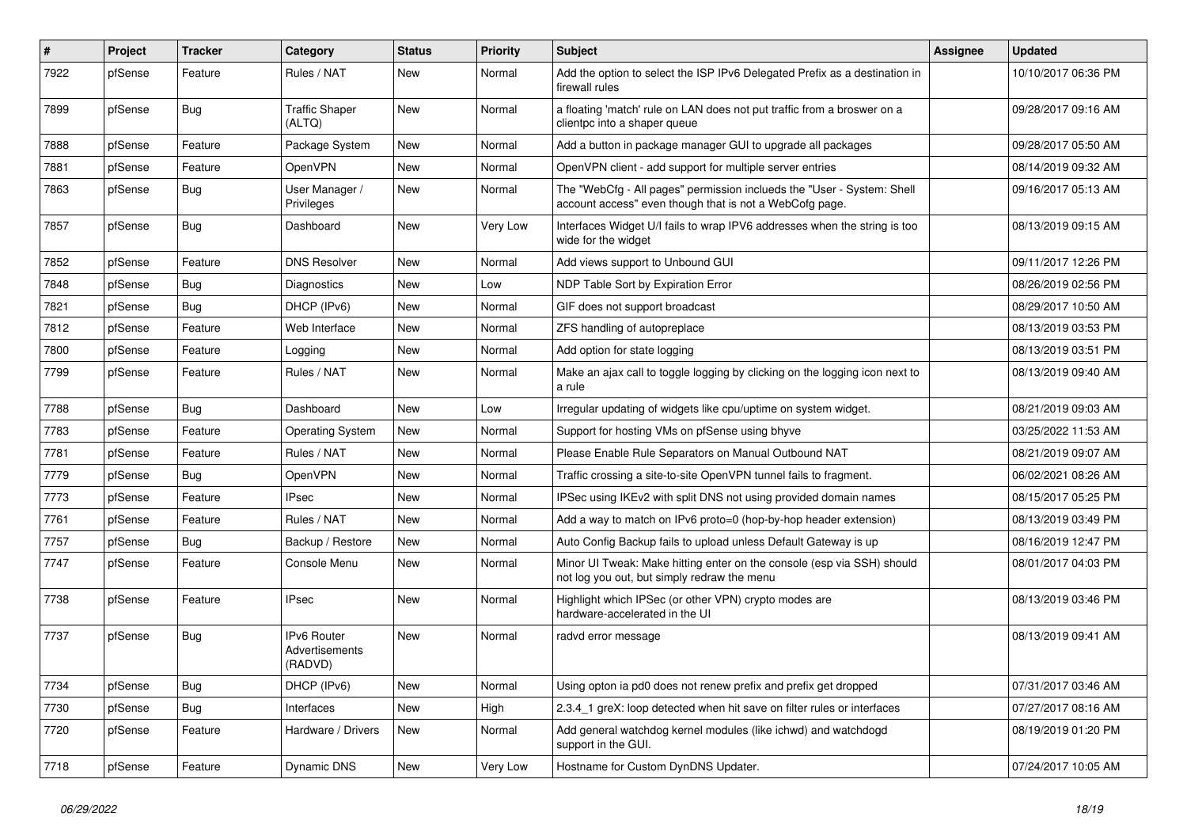| # | Project | Tracker | Category | Status | Priority | Subject | Assignee | Updated |
|---|---|---|---|---|---|---|---|---|
| 7922 | pfSense | Feature | Rules / NAT | New | Normal | Add the option to select the ISP IPv6 Delegated Prefix as a destination in firewall rules | | 10/10/2017 06:36 PM |
| 7899 | pfSense | Bug | Traffic Shaper (ALTQ) | New | Normal | a floating 'match' rule on LAN does not put traffic from a broswer on a clientpc into a shaper queue | | 09/28/2017 09:16 AM |
| 7888 | pfSense | Feature | Package System | New | Normal | Add a button in package manager GUI to upgrade all packages | | 09/28/2017 05:50 AM |
| 7881 | pfSense | Feature | OpenVPN | New | Normal | OpenVPN client - add support for multiple server entries | | 08/14/2019 09:32 AM |
| 7863 | pfSense | Bug | User Manager / Privileges | New | Normal | The "WebCfg - All pages" permission inclueds the "User - System: Shell account access" even though that is not a WebCofg page. | | 09/16/2017 05:13 AM |
| 7857 | pfSense | Bug | Dashboard | New | Very Low | Interfaces Widget U/I fails to wrap IPV6 addresses when the string is too wide for the widget | | 08/13/2019 09:15 AM |
| 7852 | pfSense | Feature | DNS Resolver | New | Normal | Add views support to Unbound GUI | | 09/11/2017 12:26 PM |
| 7848 | pfSense | Bug | Diagnostics | New | Low | NDP Table Sort by Expiration Error | | 08/26/2019 02:56 PM |
| 7821 | pfSense | Bug | DHCP (IPv6) | New | Normal | GIF does not support broadcast | | 08/29/2017 10:50 AM |
| 7812 | pfSense | Feature | Web Interface | New | Normal | ZFS handling of autopreplace | | 08/13/2019 03:53 PM |
| 7800 | pfSense | Feature | Logging | New | Normal | Add option for state logging | | 08/13/2019 03:51 PM |
| 7799 | pfSense | Feature | Rules / NAT | New | Normal | Make an ajax call to toggle logging by clicking on the logging icon next to a rule | | 08/13/2019 09:40 AM |
| 7788 | pfSense | Bug | Dashboard | New | Low | Irregular updating of widgets like cpu/uptime on system widget. | | 08/21/2019 09:03 AM |
| 7783 | pfSense | Feature | Operating System | New | Normal | Support for hosting VMs on pfSense using bhyve | | 03/25/2022 11:53 AM |
| 7781 | pfSense | Feature | Rules / NAT | New | Normal | Please Enable Rule Separators on Manual Outbound NAT | | 08/21/2019 09:07 AM |
| 7779 | pfSense | Bug | OpenVPN | New | Normal | Traffic crossing a site-to-site OpenVPN tunnel fails to fragment. | | 06/02/2021 08:26 AM |
| 7773 | pfSense | Feature | IPsec | New | Normal | IPSec using IKEv2 with split DNS not using provided domain names | | 08/15/2017 05:25 PM |
| 7761 | pfSense | Feature | Rules / NAT | New | Normal | Add a way to match on IPv6 proto=0 (hop-by-hop header extension) | | 08/13/2019 03:49 PM |
| 7757 | pfSense | Bug | Backup / Restore | New | Normal | Auto Config Backup fails to upload unless Default Gateway is up | | 08/16/2019 12:47 PM |
| 7747 | pfSense | Feature | Console Menu | New | Normal | Minor UI Tweak: Make hitting enter on the console (esp via SSH) should not log you out, but simply redraw the menu | | 08/01/2017 04:03 PM |
| 7738 | pfSense | Feature | IPsec | New | Normal | Highlight which IPSec (or other VPN) crypto modes are hardware-accelerated in the UI | | 08/13/2019 03:46 PM |
| 7737 | pfSense | Bug | IPv6 Router Advertisements (RADVD) | New | Normal | radvd error message | | 08/13/2019 09:41 AM |
| 7734 | pfSense | Bug | DHCP (IPv6) | New | Normal | Using opton ia pd0 does not renew prefix and prefix get dropped | | 07/31/2017 03:46 AM |
| 7730 | pfSense | Bug | Interfaces | New | High | 2.3.4_1 greX: loop detected when hit save on filter rules or interfaces | | 07/27/2017 08:16 AM |
| 7720 | pfSense | Feature | Hardware / Drivers | New | Normal | Add general watchdog kernel modules (like ichwd) and watchdogd support in the GUI. | | 08/19/2019 01:20 PM |
| 7718 | pfSense | Feature | Dynamic DNS | New | Very Low | Hostname for Custom DynDNS Updater. | | 07/24/2017 10:05 AM |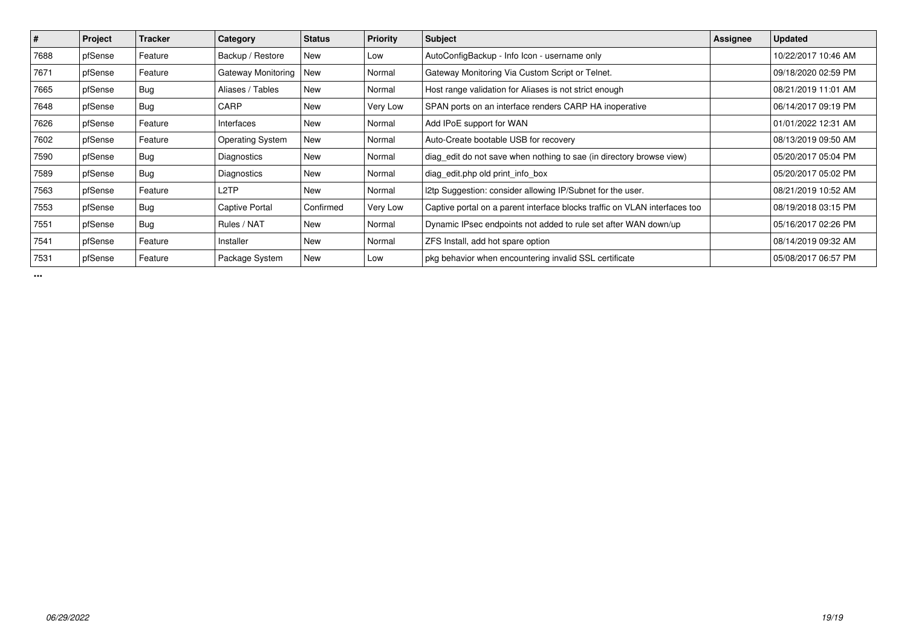| # | Project | Tracker | Category | Status | Priority | Subject | Assignee | Updated |
|---|---|---|---|---|---|---|---|---|
| 7688 | pfSense | Feature | Backup / Restore | New | Low | AutoConfigBackup - Info Icon - username only | | 10/22/2017 10:46 AM |
| 7671 | pfSense | Feature | Gateway Monitoring | New | Normal | Gateway Monitoring Via Custom Script or Telnet. | | 09/18/2020 02:59 PM |
| 7665 | pfSense | Bug | Aliases / Tables | New | Normal | Host range validation for Aliases is not strict enough | | 08/21/2019 11:01 AM |
| 7648 | pfSense | Bug | CARP | New | Very Low | SPAN ports on an interface renders CARP HA inoperative | | 06/14/2017 09:19 PM |
| 7626 | pfSense | Feature | Interfaces | New | Normal | Add IPoE support for WAN | | 01/01/2022 12:31 AM |
| 7602 | pfSense | Feature | Operating System | New | Normal | Auto-Create bootable USB for recovery | | 08/13/2019 09:50 AM |
| 7590 | pfSense | Bug | Diagnostics | New | Normal | diag_edit do not save when nothing to sae (in directory browse view) | | 05/20/2017 05:04 PM |
| 7589 | pfSense | Bug | Diagnostics | New | Normal | diag_edit.php old print_info_box | | 05/20/2017 05:02 PM |
| 7563 | pfSense | Feature | L2TP | New | Normal | l2tp Suggestion: consider allowing IP/Subnet for the user. | | 08/21/2019 10:52 AM |
| 7553 | pfSense | Bug | Captive Portal | Confirmed | Very Low | Captive portal on a parent interface blocks traffic on VLAN interfaces too | | 08/19/2018 03:15 PM |
| 7551 | pfSense | Bug | Rules / NAT | New | Normal | Dynamic IPsec endpoints not added to rule set after WAN down/up | | 05/16/2017 02:26 PM |
| 7541 | pfSense | Feature | Installer | New | Normal | ZFS Install, add hot spare option | | 08/14/2019 09:32 AM |
| 7531 | pfSense | Feature | Package System | New | Low | pkg behavior when encountering invalid SSL certificate | | 05/08/2017 06:57 PM |

...